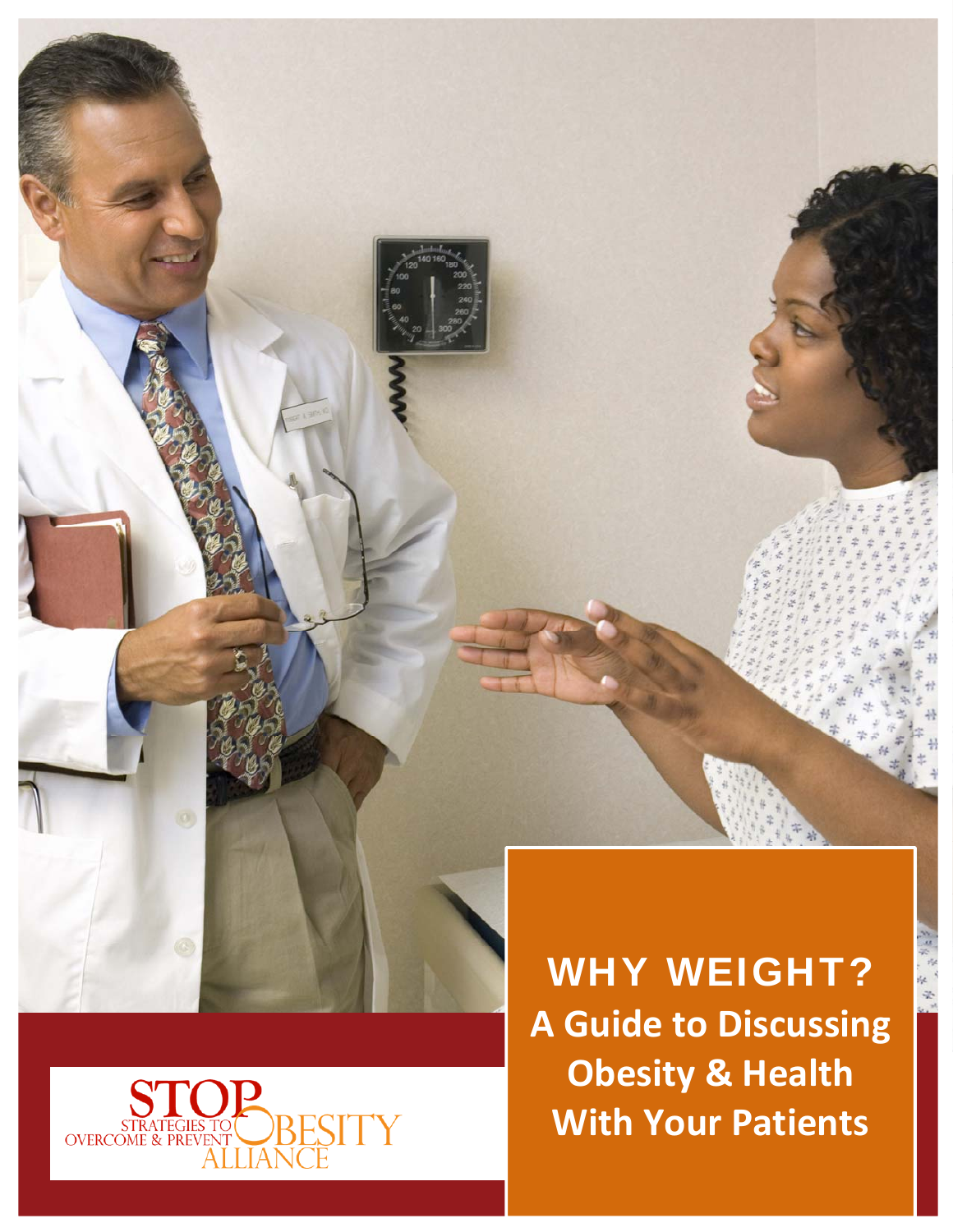STOP STRATEGIES TO OVERCOME & PREVENT OBESITY ALLIANCE

# WHY WEIGHT?

## A Guide to Discussing Obesity & Health With Your Patients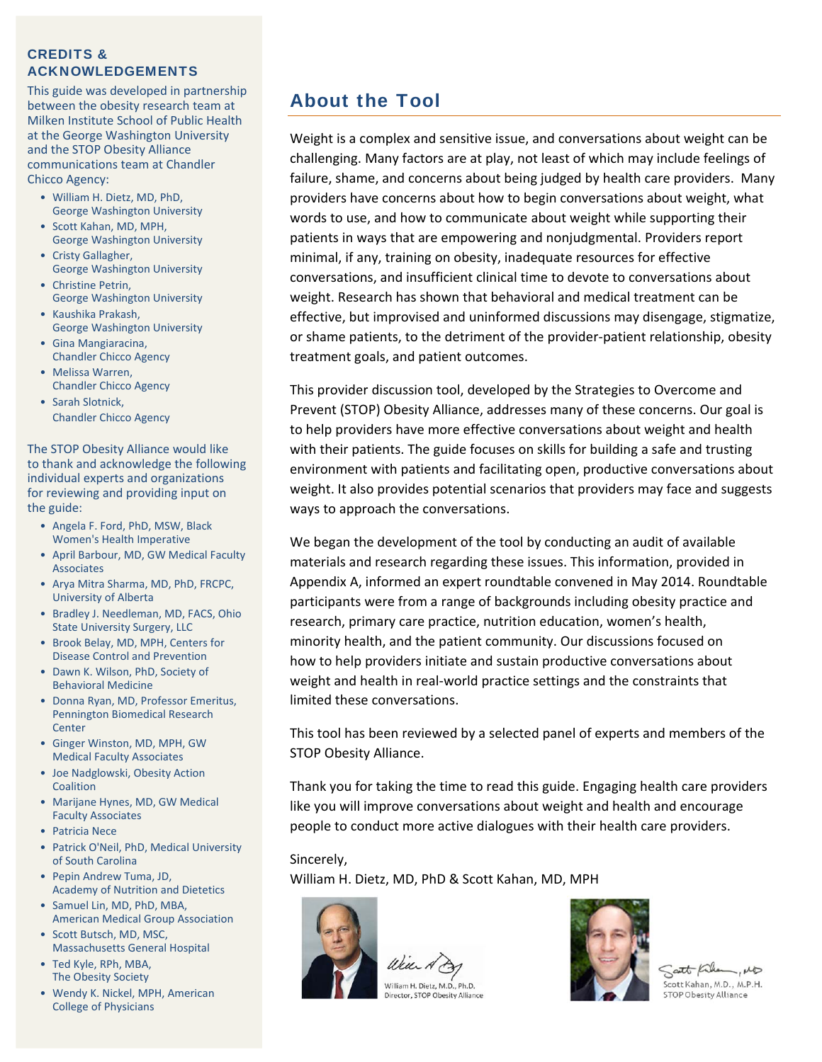## CREDITS & ACKNOWLEDGEMENTS

This guide was developed in partnership between the obesity research team at Milken Institute School of Public Health at the George Washington University and the STOP Obesity Alliance communications team at Chandler Chicco Agency:

- William H. Dietz, MD, PhD, George Washington University
- Scott Kahan, MD, MPH, George Washington University
- Cristy Gallagher, George Washington University
- Christine Petrin, George Washington University
- Kaushika Prakash, George Washington University
- Gina Mangiaracina, Chandler Chicco Agency
- Melissa Warren, Chandler Chicco Agency
- Sarah Slotnick, Chandler Chicco Agency

The STOP Obesity Alliance would like to thank and acknowledge the following individual experts and organizations for reviewing and providing input on the guide:

- Angela F. Ford, PhD, MSW, Black Women's Health Imperative
- April Barbour, MD, GW Medical Faculty Associates
- Arya Mitra Sharma, MD, PhD, FRCPC, University of Alberta
- Bradley J. Needleman, MD, FACS, Ohio State University Surgery, LLC
- Brook Belay, MD, MPH, Centers for Disease Control and Prevention
- Dawn K. Wilson, PhD, Society of Behavioral Medicine
- Donna Ryan, MD, Professor Emeritus, Pennington Biomedical Research Center
- Ginger Winston, MD, MPH, GW Medical Faculty Associates
- Joe Nadglowski, Obesity Action Coalition
- Marijane Hynes, MD, GW Medical Faculty Associates
- Patricia Nece
- Patrick O'Neil, PhD, Medical University of South Carolina
- Pepin Andrew Tuma, JD, Academy of Nutrition and Dietetics
- Samuel Lin, MD, PhD, MBA, American Medical Group Association
- Scott Butsch, MD, MSC, Massachusetts General Hospital
- Ted Kyle, RPh, MBA, The Obesity Society
- Wendy K. Nickel, MPH, American College of Physicians

## About the Tool

Weight is a complex and sensitive issue, and conversations about weight can be challenging. Many factors are at play, not least of which may include feelings of failure, shame, and concerns about being judged by health care providers. Many providers have concerns about how to begin conversations about weight, what words to use, and how to communicate about weight while supporting their patients in ways that are empowering and nonjudgmental. Providers report minimal, if any, training on obesity, inadequate resources for effective conversations, and insufficient clinical time to devote to conversations about weight. Research has shown that behavioral and medical treatment can be effective, but improvised and uninformed discussions may disengage, stigmatize, or shame patients, to the detriment of the provider-patient relationship, obesity treatment goals, and patient outcomes.

This provider discussion tool, developed by the Strategies to Overcome and Prevent (STOP) Obesity Alliance, addresses many of these concerns. Our goal is to help providers have more effective conversations about weight and health with their patients. The guide focuses on skills for building a safe and trusting environment with patients and facilitating open, productive conversations about weight. It also provides potential scenarios that providers may face and suggests ways to approach the conversations.

We began the development of the tool by conducting an audit of available materials and research regarding these issues. This information, provided in Appendix A, informed an expert roundtable convened in May 2014. Roundtable participants were from a range of backgrounds including obesity practice and research, primary care practice, nutrition education, women's health, minority health, and the patient community. Our discussions focused on how to help providers initiate and sustain productive conversations about weight and health in real-world practice settings and the constraints that limited these conversations.

This tool has been reviewed by a selected panel of experts and members of the STOP Obesity Alliance.

Thank you for taking the time to read this guide. Engaging health care providers like you will improve conversations about weight and health and encourage people to conduct more active dialogues with their health care providers.

Sincerely,
William H. Dietz, MD, PhD & Scott Kahan, MD, MPH

William H. Dietz, M.D., Ph.D.
Director, STOP Obesity Alliance

Scott Kahan, M.D., M.P.H.
STOP Obesity Alliance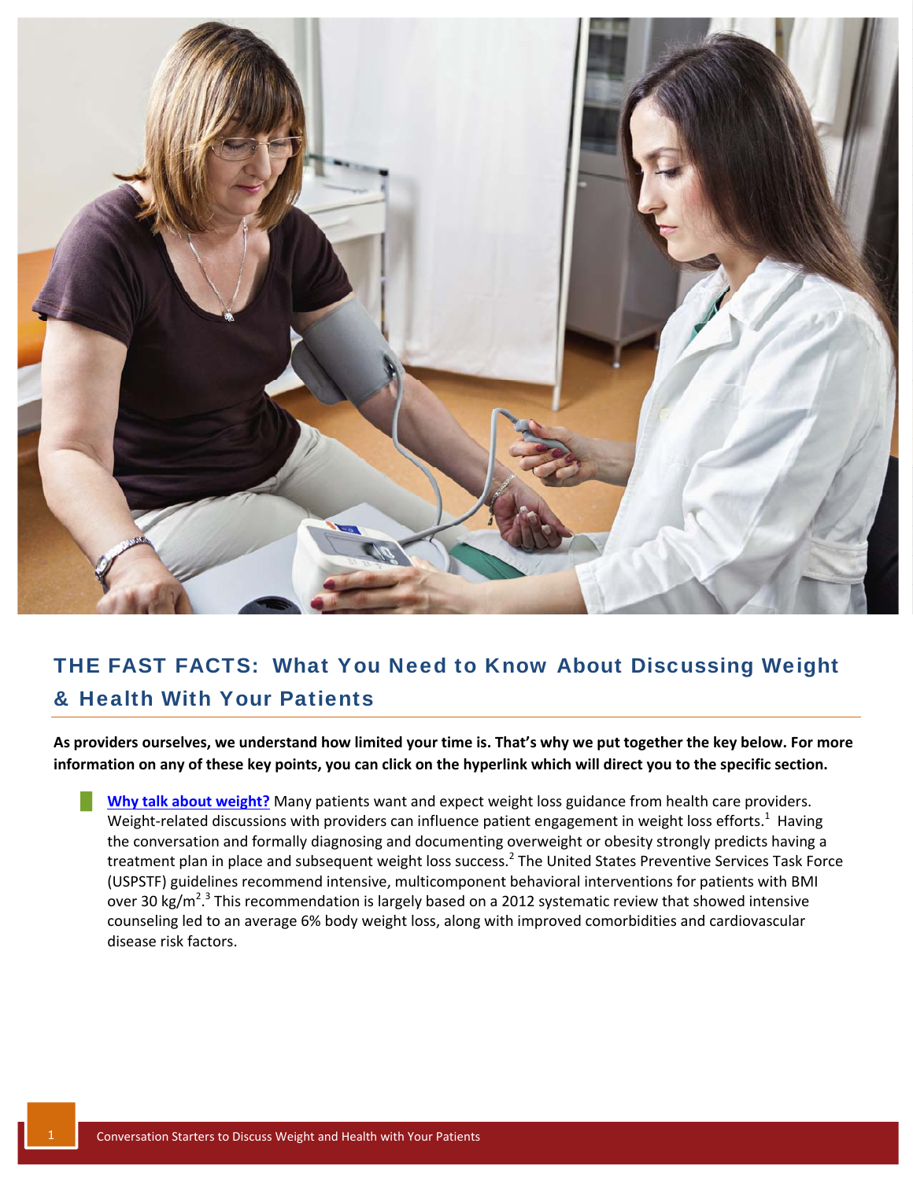## THE FAST FACTS: What You Need to Know About Discussing Weight & Health With Your Patients

**As providers ourselves, we understand how limited your time is. That's why we put together the key below. For more information on any of these key points, you can click on the hyperlink which will direct you to the specific section.**

- **Why talk about weight?** Many patients want and expect weight loss guidance from health care providers. Weight-related discussions with providers can influence patient engagement in weight loss efforts.[1] Having the conversation and formally diagnosing and documenting overweight or obesity strongly predicts having a treatment plan in place and subsequent weight loss success.[2] The United States Preventive Services Task Force (USPSTF) guidelines recommend intensive, multicomponent behavioral interventions for patients with BMI over 30 $kg/m^2$.[3] This recommendation is largely based on a 2012 systematic review that showed intensive counseling led to an average 6% body weight loss, along with improved comorbidities and cardiovascular disease risk factors.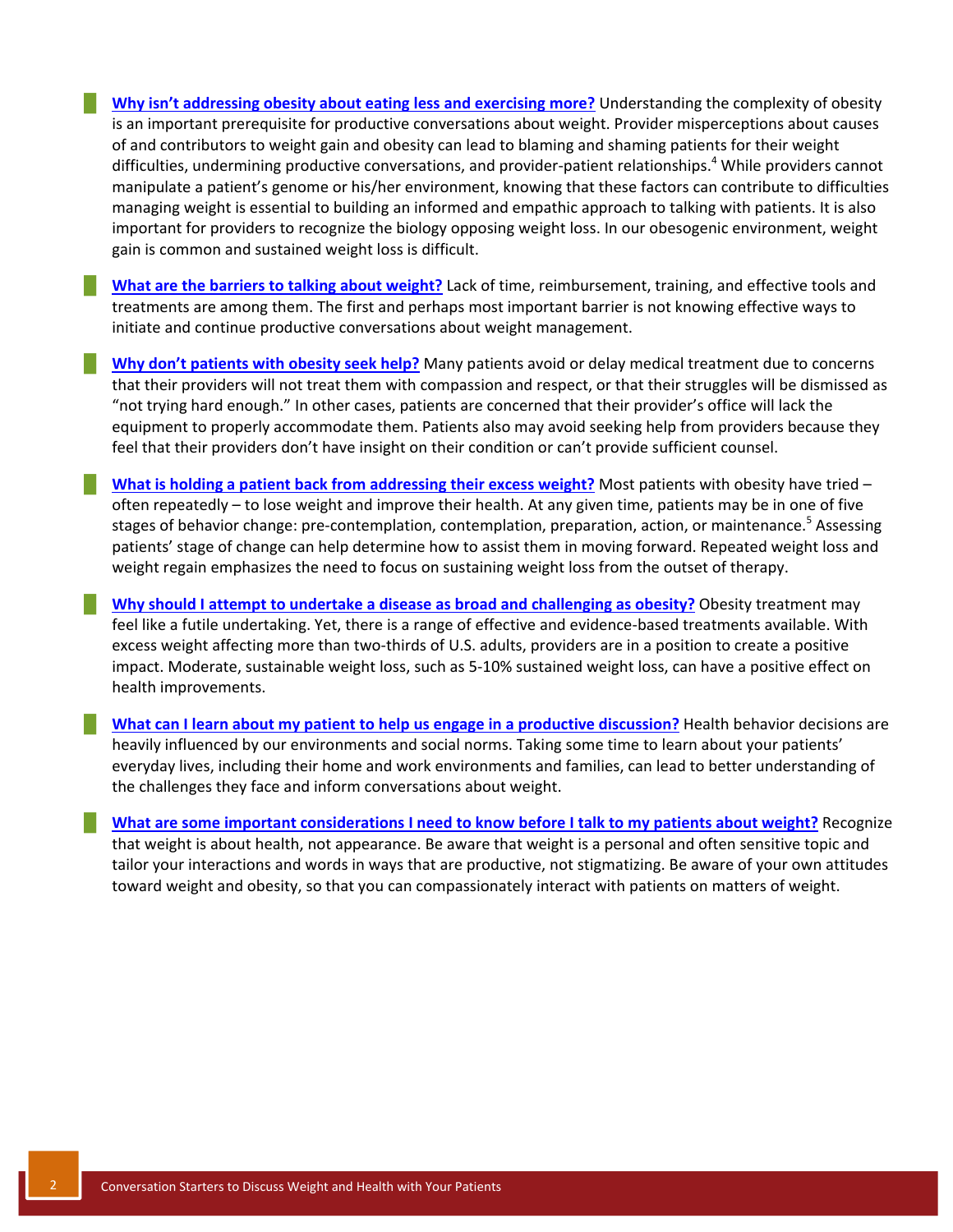- **Why isn't addressing obesity about eating less and exercising more?** Understanding the complexity of obesity is an important prerequisite for productive conversations about weight. Provider misperceptions about causes of and contributors to weight gain and obesity can lead to blaming and shaming patients for their weight difficulties, undermining productive conversations, and provider-patient relationships.[4] While providers cannot manipulate a patient's genome or his/her environment, knowing that these factors can contribute to difficulties managing weight is essential to building an informed and empathic approach to talking with patients. It is also important for providers to recognize the biology opposing weight loss. In our obesogenic environment, weight gain is common and sustained weight loss is difficult.

- **What are the barriers to talking about weight?** Lack of time, reimbursement, training, and effective tools and treatments are among them. The first and perhaps most important barrier is not knowing effective ways to initiate and continue productive conversations about weight management.

- **Why don't patients with obesity seek help?** Many patients avoid or delay medical treatment due to concerns that their providers will not treat them with compassion and respect, or that their struggles will be dismissed as "not trying hard enough." In other cases, patients are concerned that their provider's office will lack the equipment to properly accommodate them. Patients also may avoid seeking help from providers because they feel that their providers don't have insight on their condition or can't provide sufficient counsel.

- **What is holding a patient back from addressing their excess weight?** Most patients with obesity have tried – often repeatedly – to lose weight and improve their health. At any given time, patients may be in one of five stages of behavior change: pre-contemplation, contemplation, preparation, action, or maintenance.[5] Assessing patients' stage of change can help determine how to assist them in moving forward. Repeated weight loss and weight regain emphasizes the need to focus on sustaining weight loss from the outset of therapy.

- **Why should I attempt to undertake a disease as broad and challenging as obesity?** Obesity treatment may feel like a futile undertaking. Yet, there is a range of effective and evidence-based treatments available. With excess weight affecting more than two-thirds of U.S. adults, providers are in a position to create a positive impact. Moderate, sustainable weight loss, such as 5-10% sustained weight loss, can have a positive effect on health improvements.

- **What can I learn about my patient to help us engage in a productive discussion?** Health behavior decisions are heavily influenced by our environments and social norms. Taking some time to learn about your patients' everyday lives, including their home and work environments and families, can lead to better understanding of the challenges they face and inform conversations about weight.

- **What are some important considerations I need to know before I talk to my patients about weight?** Recognize that weight is about health, not appearance. Be aware that weight is a personal and often sensitive topic and tailor your interactions and words in ways that are productive, not stigmatizing. Be aware of your own attitudes toward weight and obesity, so that you can compassionately interact with patients on matters of weight.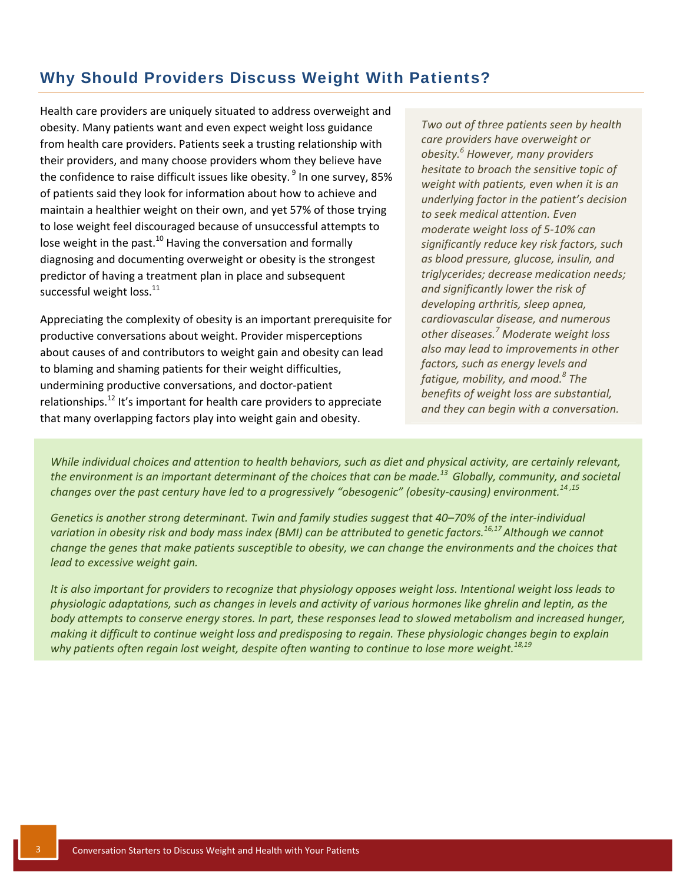## Why Should Providers Discuss Weight With Patients?

Health care providers are uniquely situated to address overweight and obesity. Many patients want and even expect weight loss guidance from health care providers. Patients seek a trusting relationship with their providers, and many choose providers whom they believe have the confidence to raise difficult issues like obesity. [9] In one survey, 85% of patients said they look for information about how to achieve and maintain a healthier weight on their own, and yet 57% of those trying to lose weight feel discouraged because of unsuccessful attempts to lose weight in the past.[10] Having the conversation and formally diagnosing and documenting overweight or obesity is the strongest predictor of having a treatment plan in place and subsequent successful weight loss.[11]

Appreciating the complexity of obesity is an important prerequisite for productive conversations about weight. Provider misperceptions about causes of and contributors to weight gain and obesity can lead to blaming and shaming patients for their weight difficulties, undermining productive conversations, and doctor-patient relationships.[12] It's important for health care providers to appreciate that many overlapping factors play into weight gain and obesity.

*Two out of three patients seen by health care providers have overweight or obesity.[6] However, many providers hesitate to broach the sensitive topic of weight with patients, even when it is an underlying factor in the patient's decision to seek medical attention. Even moderate weight loss of 5-10% can significantly reduce key risk factors, such as blood pressure, glucose, insulin, and triglycerides; decrease medication needs; and significantly lower the risk of developing arthritis, sleep apnea, cardiovascular disease, and numerous other diseases.[7] Moderate weight loss also may lead to improvements in other factors, such as energy levels and fatigue, mobility, and mood.[8] The benefits of weight loss are substantial, and they can begin with a conversation.*

*While individual choices and attention to health behaviors, such as diet and physical activity, are certainly relevant, the environment is an important determinant of the choices that can be made.[13] Globally, community, and societal changes over the past century have led to a progressively "obesogenic" (obesity-causing) environment.[14,15]*

*Genetics is another strong determinant. Twin and family studies suggest that 40–70% of the inter-individual variation in obesity risk and body mass index (BMI) can be attributed to genetic factors.[16,17] Although we cannot change the genes that make patients susceptible to obesity, we can change the environments and the choices that lead to excessive weight gain.*

*It is also important for providers to recognize that physiology opposes weight loss. Intentional weight loss leads to physiologic adaptations, such as changes in levels and activity of various hormones like ghrelin and leptin, as the body attempts to conserve energy stores. In part, these responses lead to slowed metabolism and increased hunger, making it difficult to continue weight loss and predisposing to regain. These physiologic changes begin to explain why patients often regain lost weight, despite often wanting to continue to lose more weight.[18,19]*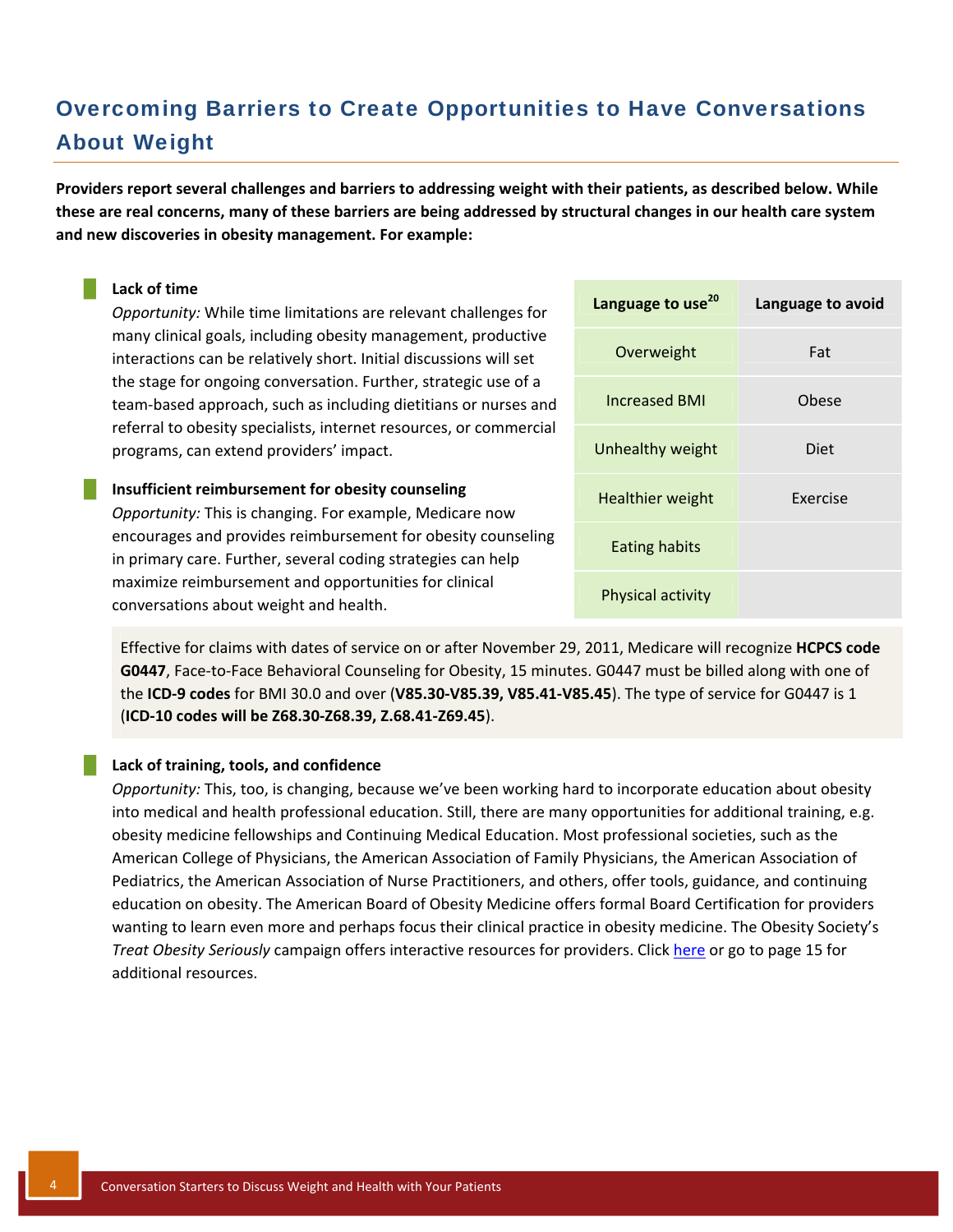## Overcoming Barriers to Create Opportunities to Have Conversations About Weight

**Providers report several challenges and barriers to addressing weight with their patients, as described below. While these are real concerns, many of these barriers are being addressed by structural changes in our health care system and new discoveries in obesity management. For example:**

- **Lack of time**
  *Opportunity:* While time limitations are relevant challenges for many clinical goals, including obesity management, productive interactions can be relatively short. Initial discussions will set the stage for ongoing conversation. Further, strategic use of a team-based approach, such as including dietitians or nurses and referral to obesity specialists, internet resources, or commercial programs, can extend providers' impact.

- **Insufficient reimbursement for obesity counseling**
  *Opportunity:* This is changing. For example, Medicare now encourages and provides reimbursement for obesity counseling in primary care. Further, several coding strategies can help maximize reimbursement and opportunities for clinical conversations about weight and health.

| Language to use[20] | Language to avoid |
|---|---|
| Overweight | Fat |
| Increased BMI | Obese |
| Unhealthy weight | Diet |
| Healthier weight | Exercise |
| Eating habits | |
| Physical activity | |

Effective for claims with dates of service on or after November 29, 2011, Medicare will recognize **HCPCS code G0447**, Face-to-Face Behavioral Counseling for Obesity, 15 minutes. G0447 must be billed along with one of the **ICD-9 codes** for BMI 30.0 and over (**V85.30-V85.39, V85.41-V85.45**). The type of service for G0447 is 1 (**ICD-10 codes will be Z68.30-Z68.39, Z.68.41-Z69.45**).

- **Lack of training, tools, and confidence**
  *Opportunity:* This, too, is changing, because we've been working hard to incorporate education about obesity into medical and health professional education. Still, there are many opportunities for additional training, e.g. obesity medicine fellowships and Continuing Medical Education. Most professional societies, such as the American College of Physicians, the American Association of Family Physicians, the American Association of Pediatrics, the American Association of Nurse Practitioners, and others, offer tools, guidance, and continuing education on obesity. The American Board of Obesity Medicine offers formal Board Certification for providers wanting to learn even more and perhaps focus their clinical practice in obesity medicine. The Obesity Society's *Treat Obesity Seriously* campaign offers interactive resources for providers. Click here or go to page 15 for additional resources.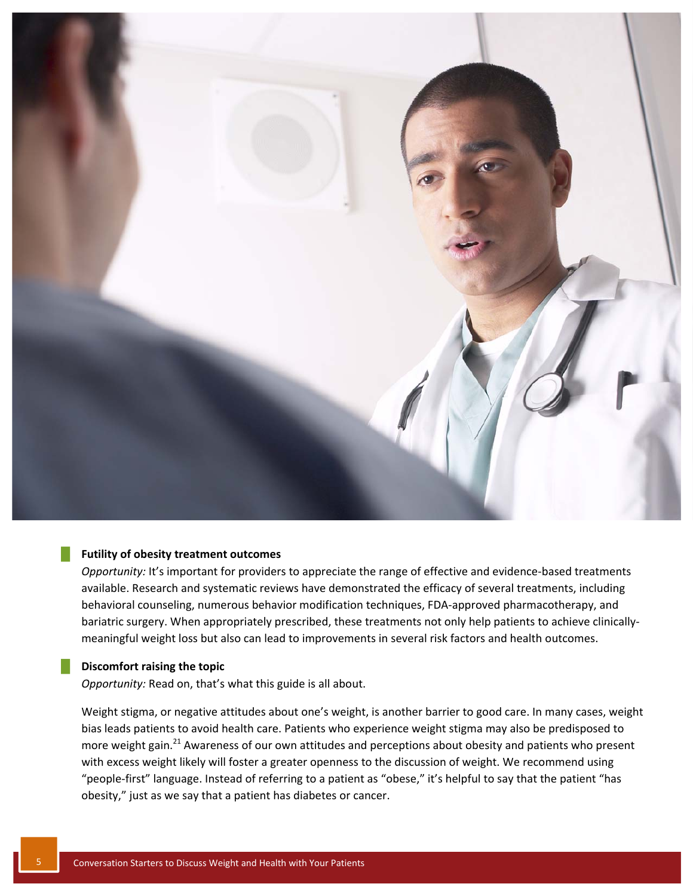**Futility of obesity treatment outcomes**

*Opportunity:* It's important for providers to appreciate the range of effective and evidence-based treatments available. Research and systematic reviews have demonstrated the efficacy of several treatments, including behavioral counseling, numerous behavior modification techniques, FDA-approved pharmacotherapy, and bariatric surgery. When appropriately prescribed, these treatments not only help patients to achieve clinically-meaningful weight loss but also can lead to improvements in several risk factors and health outcomes.

**Discomfort raising the topic**

*Opportunity:* Read on, that's what this guide is all about.

Weight stigma, or negative attitudes about one's weight, is another barrier to good care. In many cases, weight bias leads patients to avoid health care. Patients who experience weight stigma may also be predisposed to more weight gain.[21] Awareness of our own attitudes and perceptions about obesity and patients who present with excess weight likely will foster a greater openness to the discussion of weight. We recommend using "people-first" language. Instead of referring to a patient as "obese," it's helpful to say that the patient "has obesity," just as we say that a patient has diabetes or cancer.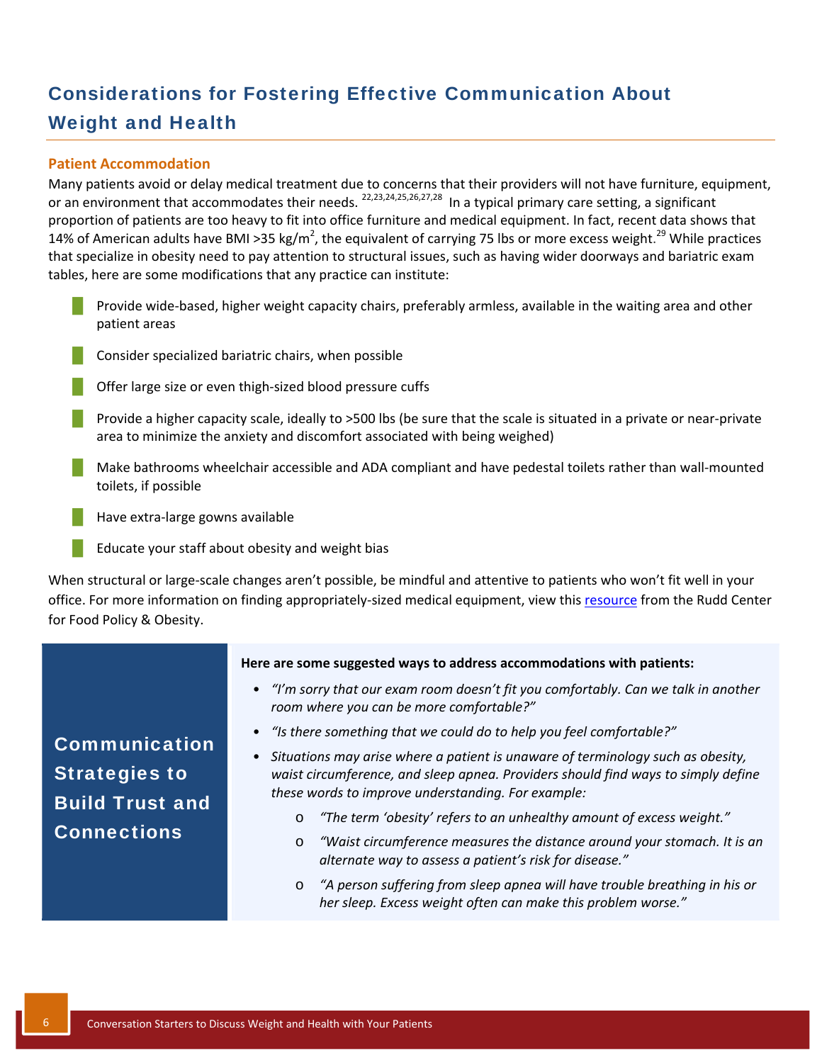## Considerations for Fostering Effective Communication About Weight and Health

### Patient Accommodation

Many patients avoid or delay medical treatment due to concerns that their providers will not have furniture, equipment, or an environment that accommodates their needs.[22,23,24,25,26,27,28] In a typical primary care setting, a significant proportion of patients are too heavy to fit into office furniture and medical equipment. In fact, recent data shows that 14% of American adults have BMI >35 kg/m$^2$, the equivalent of carrying 75 lbs or more excess weight.[29] While practices that specialize in obesity need to pay attention to structural issues, such as having wider doorways and bariatric exam tables, here are some modifications that any practice can institute:

- Provide wide-based, higher weight capacity chairs, preferably armless, available in the waiting area and other patient areas
- Consider specialized bariatric chairs, when possible
- Offer large size or even thigh-sized blood pressure cuffs
- Provide a higher capacity scale, ideally to >500 lbs (be sure that the scale is situated in a private or near-private area to minimize the anxiety and discomfort associated with being weighed)
- Make bathrooms wheelchair accessible and ADA compliant and have pedestal toilets rather than wall-mounted toilets, if possible
- Have extra-large gowns available
- Educate your staff about obesity and weight bias

When structural or large-scale changes aren't possible, be mindful and attentive to patients who won't fit well in your office. For more information on finding appropriately-sized medical equipment, view this resource from the Rudd Center for Food Policy & Obesity.

### Communication Strategies to Build Trust and Connections

**Here are some suggested ways to address accommodations with patients:**

- *"I'm sorry that our exam room doesn't fit you comfortably. Can we talk in another room where you can be more comfortable?"*
- *"Is there something that we could do to help you feel comfortable?"*
- *Situations may arise where a patient is unaware of terminology such as obesity, waist circumference, and sleep apnea. Providers should find ways to simply define these words to improve understanding. For example:*
  - *"The term 'obesity' refers to an unhealthy amount of excess weight."*
  - *"Waist circumference measures the distance around your stomach. It is an alternate way to assess a patient's risk for disease."*
  - *"A person suffering from sleep apnea will have trouble breathing in his or her sleep. Excess weight often can make this problem worse."*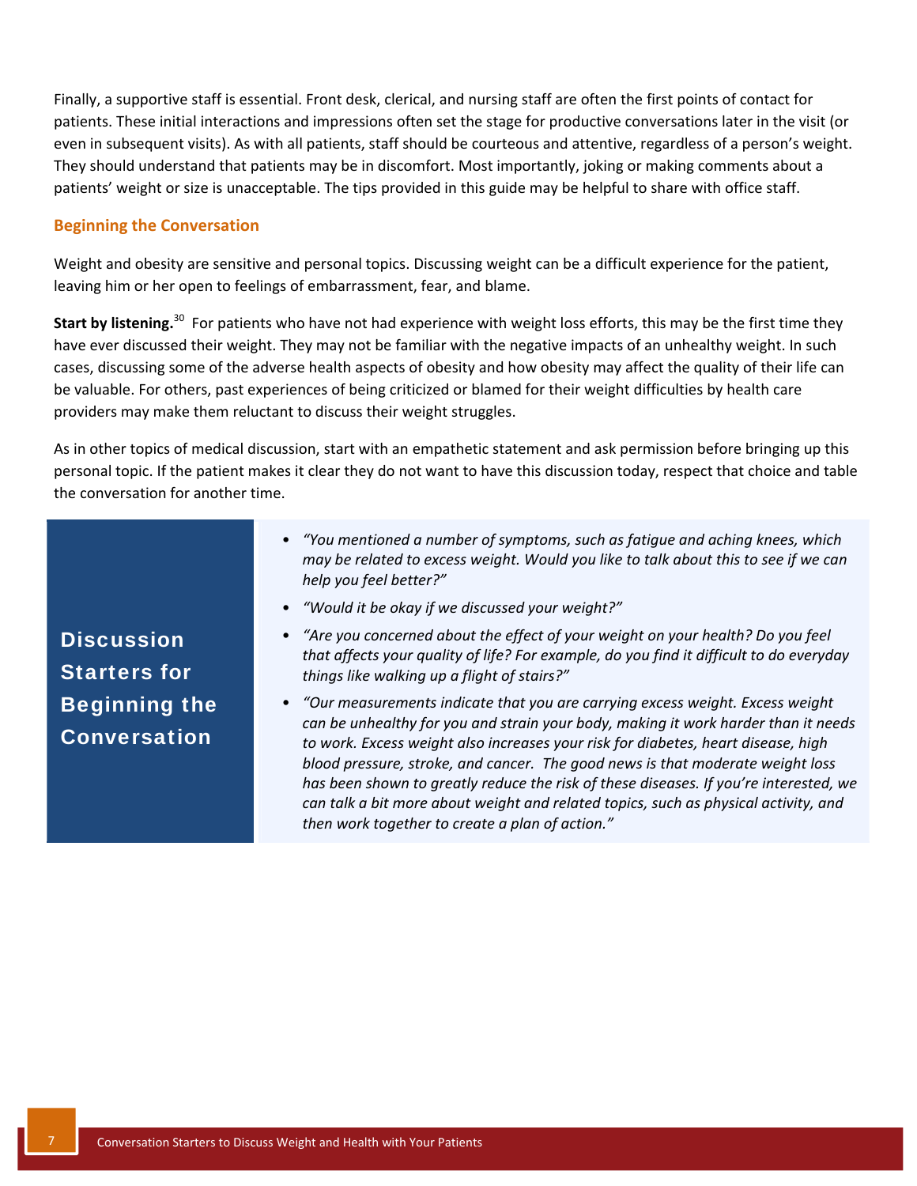Finally, a supportive staff is essential. Front desk, clerical, and nursing staff are often the first points of contact for patients. These initial interactions and impressions often set the stage for productive conversations later in the visit (or even in subsequent visits). As with all patients, staff should be courteous and attentive, regardless of a person's weight. They should understand that patients may be in discomfort. Most importantly, joking or making comments about a patients' weight or size is unacceptable. The tips provided in this guide may be helpful to share with office staff.

## Beginning the Conversation

Weight and obesity are sensitive and personal topics. Discussing weight can be a difficult experience for the patient, leaving him or her open to feelings of embarrassment, fear, and blame.

**Start by listening.**[30] For patients who have not had experience with weight loss efforts, this may be the first time they have ever discussed their weight. They may not be familiar with the negative impacts of an unhealthy weight. In such cases, discussing some of the adverse health aspects of obesity and how obesity may affect the quality of their life can be valuable. For others, past experiences of being criticized or blamed for their weight difficulties by health care providers may make them reluctant to discuss their weight struggles.

As in other topics of medical discussion, start with an empathetic statement and ask permission before bringing up this personal topic. If the patient makes it clear they do not want to have this discussion today, respect that choice and table the conversation for another time.

### Discussion Starters for Beginning the Conversation

- *"You mentioned a number of symptoms, such as fatigue and aching knees, which may be related to excess weight. Would you like to talk about this to see if we can help you feel better?"*
- *"Would it be okay if we discussed your weight?"*
- *"Are you concerned about the effect of your weight on your health? Do you feel that affects your quality of life? For example, do you find it difficult to do everyday things like walking up a flight of stairs?"*
- *"Our measurements indicate that you are carrying excess weight. Excess weight can be unhealthy for you and strain your body, making it work harder than it needs to work. Excess weight also increases your risk for diabetes, heart disease, high blood pressure, stroke, and cancer. The good news is that moderate weight loss has been shown to greatly reduce the risk of these diseases. If you're interested, we can talk a bit more about weight and related topics, such as physical activity, and then work together to create a plan of action."*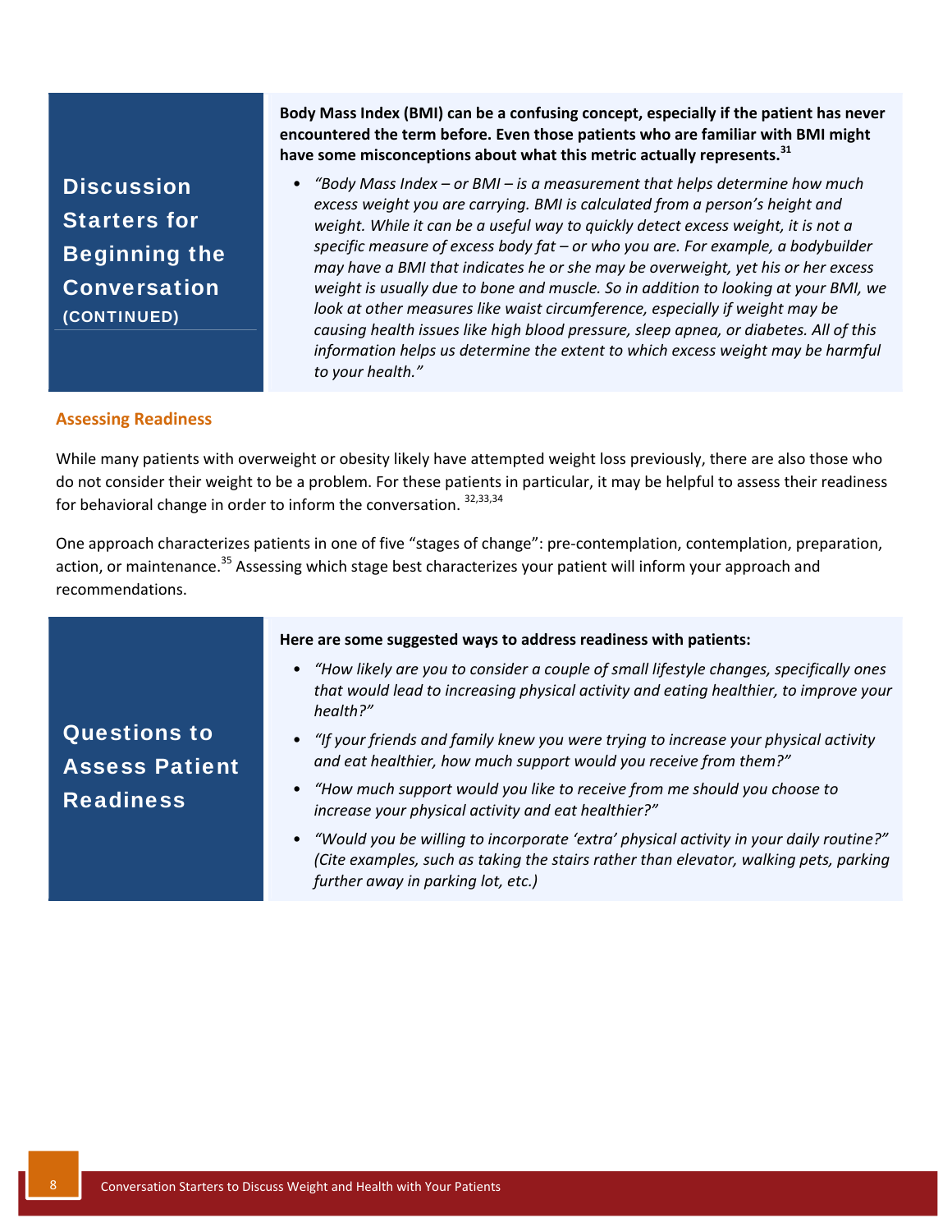### Discussion Starters for Beginning the Conversation (CONTINUED)

**Body Mass Index (BMI) can be a confusing concept, especially if the patient has never encountered the term before. Even those patients who are familiar with BMI might have some misconceptions about what this metric actually represents.[31]**

- *"Body Mass Index – or BMI – is a measurement that helps determine how much excess weight you are carrying. BMI is calculated from a person's height and weight. While it can be a useful way to quickly detect excess weight, it is not a specific measure of excess body fat – or who you are. For example, a bodybuilder may have a BMI that indicates he or she may be overweight, yet his or her excess weight is usually due to bone and muscle. So in addition to looking at your BMI, we look at other measures like waist circumference, especially if weight may be causing health issues like high blood pressure, sleep apnea, or diabetes. All of this information helps us determine the extent to which excess weight may be harmful to your health."*

## Assessing Readiness

While many patients with overweight or obesity likely have attempted weight loss previously, there are also those who do not consider their weight to be a problem. For these patients in particular, it may be helpful to assess their readiness for behavioral change in order to inform the conversation.[32,33,34]

One approach characterizes patients in one of five "stages of change": pre-contemplation, contemplation, preparation, action, or maintenance.[35] Assessing which stage best characterizes your patient will inform your approach and recommendations.

### Questions to Assess Patient Readiness

**Here are some suggested ways to address readiness with patients:**

- *"How likely are you to consider a couple of small lifestyle changes, specifically ones that would lead to increasing physical activity and eating healthier, to improve your health?"*
- *"If your friends and family knew you were trying to increase your physical activity and eat healthier, how much support would you receive from them?"*
- *"How much support would you like to receive from me should you choose to increase your physical activity and eat healthier?"*
- *"Would you be willing to incorporate 'extra' physical activity in your daily routine?" (Cite examples, such as taking the stairs rather than elevator, walking pets, parking further away in parking lot, etc.)*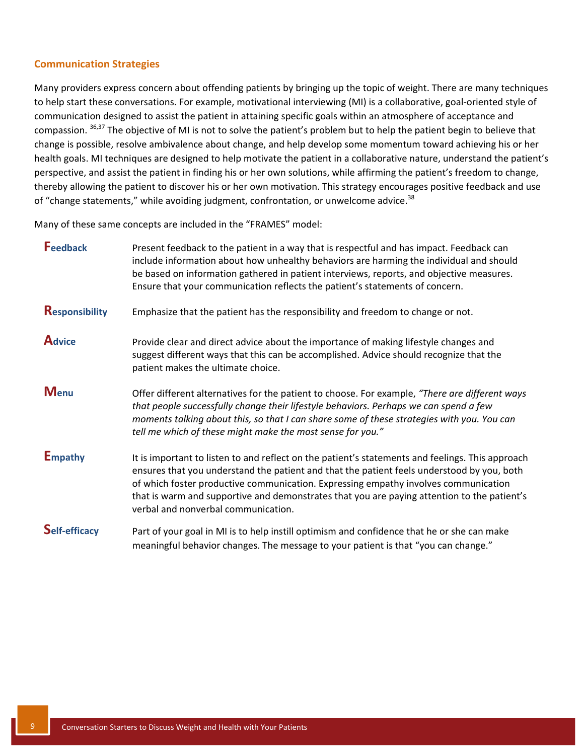## Communication Strategies

Many providers express concern about offending patients by bringing up the topic of weight. There are many techniques to help start these conversations. For example, motivational interviewing (MI) is a collaborative, goal-oriented style of communication designed to assist the patient in attaining specific goals within an atmosphere of acceptance and compassion. [36,37] The objective of MI is not to solve the patient's problem but to help the patient begin to believe that change is possible, resolve ambivalence about change, and help develop some momentum toward achieving his or her health goals. MI techniques are designed to help motivate the patient in a collaborative nature, understand the patient's perspective, and assist the patient in finding his or her own solutions, while affirming the patient's freedom to change, thereby allowing the patient to discover his or her own motivation. This strategy encourages positive feedback and use of "change statements," while avoiding judgment, confrontation, or unwelcome advice.[38]

Many of these same concepts are included in the "FRAMES" model:

**Feedback** — Present feedback to the patient in a way that is respectful and has impact. Feedback can include information about how unhealthy behaviors are harming the individual and should be based on information gathered in patient interviews, reports, and objective measures. Ensure that your communication reflects the patient's statements of concern.

**Responsibility** — Emphasize that the patient has the responsibility and freedom to change or not.

**Advice** — Provide clear and direct advice about the importance of making lifestyle changes and suggest different ways that this can be accomplished. Advice should recognize that the patient makes the ultimate choice.

**Menu** — Offer different alternatives for the patient to choose. For example, *"There are different ways that people successfully change their lifestyle behaviors. Perhaps we can spend a few moments talking about this, so that I can share some of these strategies with you. You can tell me which of these might make the most sense for you."*

**Empathy** — It is important to listen to and reflect on the patient's statements and feelings. This approach ensures that you understand the patient and that the patient feels understood by you, both of which foster productive communication. Expressing empathy involves communication that is warm and supportive and demonstrates that you are paying attention to the patient's verbal and nonverbal communication.

**Self-efficacy** — Part of your goal in MI is to help instill optimism and confidence that he or she can make meaningful behavior changes. The message to your patient is that "you can change."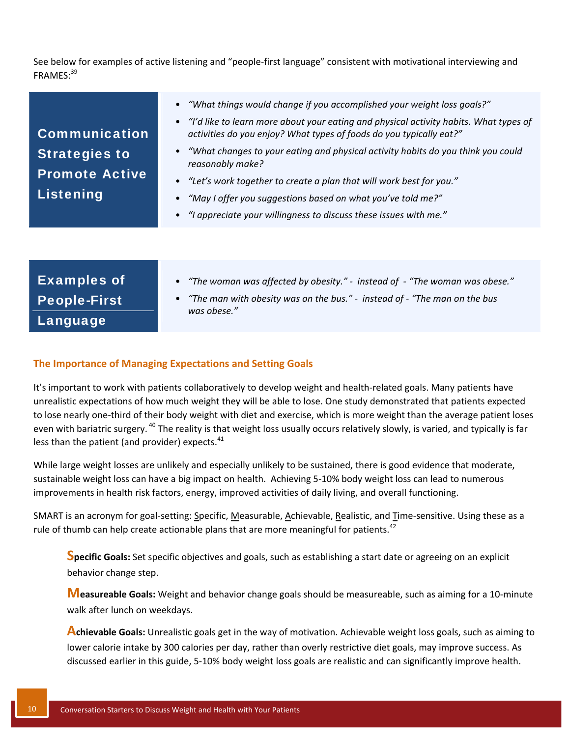See below for examples of active listening and "people-first language" consistent with motivational interviewing and FRAMES:[39]

| Communication Strategies to Promote Active Listening | • *"What things would change if you accomplished your weight loss goals?"*<br>• *"I'd like to learn more about your eating and physical activity habits. What types of activities do you enjoy? What types of foods do you typically eat?"*<br>• *"What changes to your eating and physical activity habits do you think you could reasonably make?*<br>• *"Let's work together to create a plan that will work best for you."*<br>• *"May I offer you suggestions based on what you've told me?"*<br>• *"I appreciate your willingness to discuss these issues with me."* |
|---|---|

| Examples of People-First Language | • *"The woman was affected by obesity." - instead of - "The woman was obese."*<br>• *"The man with obesity was on the bus." - instead of - "The man on the bus was obese."* |
|---|---|

## The Importance of Managing Expectations and Setting Goals

It's important to work with patients collaboratively to develop weight and health-related goals. Many patients have unrealistic expectations of how much weight they will be able to lose. One study demonstrated that patients expected to lose nearly one-third of their body weight with diet and exercise, which is more weight than the average patient loses even with bariatric surgery.[40] The reality is that weight loss usually occurs relatively slowly, is varied, and typically is far less than the patient (and provider) expects.[41]

While large weight losses are unlikely and especially unlikely to be sustained, there is good evidence that moderate, sustainable weight loss can have a big impact on health. Achieving 5-10% body weight loss can lead to numerous improvements in health risk factors, energy, improved activities of daily living, and overall functioning.

SMART is an acronym for goal-setting: Specific, Measurable, Achievable, Realistic, and Time-sensitive. Using these as a rule of thumb can help create actionable plans that are more meaningful for patients.[42]

**Specific Goals:** Set specific objectives and goals, such as establishing a start date or agreeing on an explicit behavior change step.

**Measureable Goals:** Weight and behavior change goals should be measureable, such as aiming for a 10-minute walk after lunch on weekdays.

**Achievable Goals:** Unrealistic goals get in the way of motivation. Achievable weight loss goals, such as aiming to lower calorie intake by 300 calories per day, rather than overly restrictive diet goals, may improve success. As discussed earlier in this guide, 5-10% body weight loss goals are realistic and can significantly improve health.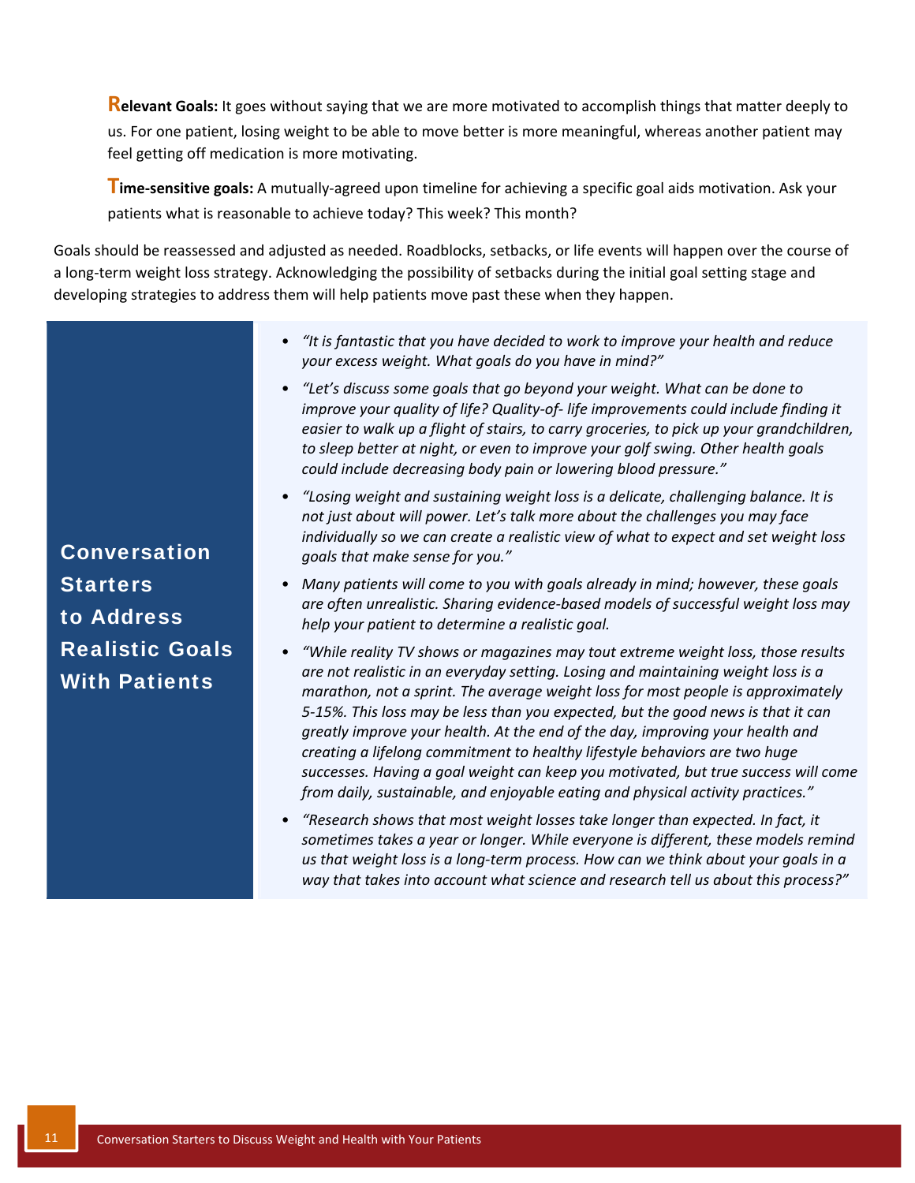**Relevant Goals:** It goes without saying that we are more motivated to accomplish things that matter deeply to us. For one patient, losing weight to be able to move better is more meaningful, whereas another patient may feel getting off medication is more motivating.

**Time-sensitive goals:** A mutually-agreed upon timeline for achieving a specific goal aids motivation. Ask your patients what is reasonable to achieve today? This week? This month?

Goals should be reassessed and adjusted as needed. Roadblocks, setbacks, or life events will happen over the course of a long-term weight loss strategy. Acknowledging the possibility of setbacks during the initial goal setting stage and developing strategies to address them will help patients move past these when they happen.

## Conversation Starters to Address Realistic Goals With Patients

- *"It is fantastic that you have decided to work to improve your health and reduce your excess weight. What goals do you have in mind?"*
- *"Let's discuss some goals that go beyond your weight. What can be done to improve your quality of life? Quality-of- life improvements could include finding it easier to walk up a flight of stairs, to carry groceries, to pick up your grandchildren, to sleep better at night, or even to improve your golf swing. Other health goals could include decreasing body pain or lowering blood pressure."*
- *"Losing weight and sustaining weight loss is a delicate, challenging balance. It is not just about will power. Let's talk more about the challenges you may face individually so we can create a realistic view of what to expect and set weight loss goals that make sense for you."*
- *Many patients will come to you with goals already in mind; however, these goals are often unrealistic. Sharing evidence-based models of successful weight loss may help your patient to determine a realistic goal.*
- *"While reality TV shows or magazines may tout extreme weight loss, those results are not realistic in an everyday setting. Losing and maintaining weight loss is a marathon, not a sprint. The average weight loss for most people is approximately 5-15%. This loss may be less than you expected, but the good news is that it can greatly improve your health. At the end of the day, improving your health and creating a lifelong commitment to healthy lifestyle behaviors are two huge successes. Having a goal weight can keep you motivated, but true success will come from daily, sustainable, and enjoyable eating and physical activity practices."*
- *"Research shows that most weight losses take longer than expected. In fact, it sometimes takes a year or longer. While everyone is different, these models remind us that weight loss is a long-term process. How can we think about your goals in a way that takes into account what science and research tell us about this process?"*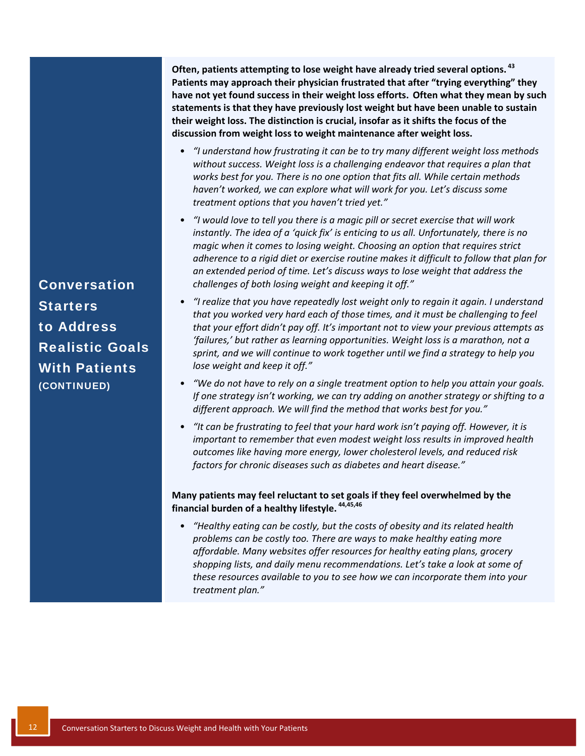## Conversation Starters to Address Realistic Goals With Patients (CONTINUED)

**Often, patients attempting to lose weight have already tried several options.[43] Patients may approach their physician frustrated that after "trying everything" they have not yet found success in their weight loss efforts. Often what they mean by such statements is that they have previously lost weight but have been unable to sustain their weight loss. The distinction is crucial, insofar as it shifts the focus of the discussion from weight loss to weight maintenance after weight loss.**

- *"I understand how frustrating it can be to try many different weight loss methods without success. Weight loss is a challenging endeavor that requires a plan that works best for you. There is no one option that fits all. While certain methods haven't worked, we can explore what will work for you. Let's discuss some treatment options that you haven't tried yet."*
- *"I would love to tell you there is a magic pill or secret exercise that will work instantly. The idea of a 'quick fix' is enticing to us all. Unfortunately, there is no magic when it comes to losing weight. Choosing an option that requires strict adherence to a rigid diet or exercise routine makes it difficult to follow that plan for an extended period of time. Let's discuss ways to lose weight that address the challenges of both losing weight and keeping it off."*
- *"I realize that you have repeatedly lost weight only to regain it again. I understand that you worked very hard each of those times, and it must be challenging to feel that your effort didn't pay off. It's important not to view your previous attempts as 'failures,' but rather as learning opportunities. Weight loss is a marathon, not a sprint, and we will continue to work together until we find a strategy to help you lose weight and keep it off."*
- *"We do not have to rely on a single treatment option to help you attain your goals. If one strategy isn't working, we can try adding on another strategy or shifting to a different approach. We will find the method that works best for you."*
- *"It can be frustrating to feel that your hard work isn't paying off. However, it is important to remember that even modest weight loss results in improved health outcomes like having more energy, lower cholesterol levels, and reduced risk factors for chronic diseases such as diabetes and heart disease."*

**Many patients may feel reluctant to set goals if they feel overwhelmed by the financial burden of a healthy lifestyle.[44,45,46]**

- *"Healthy eating can be costly, but the costs of obesity and its related health problems can be costly too. There are ways to make healthy eating more affordable. Many websites offer resources for healthy eating plans, grocery shopping lists, and daily menu recommendations. Let's take a look at some of these resources available to you to see how we can incorporate them into your treatment plan."*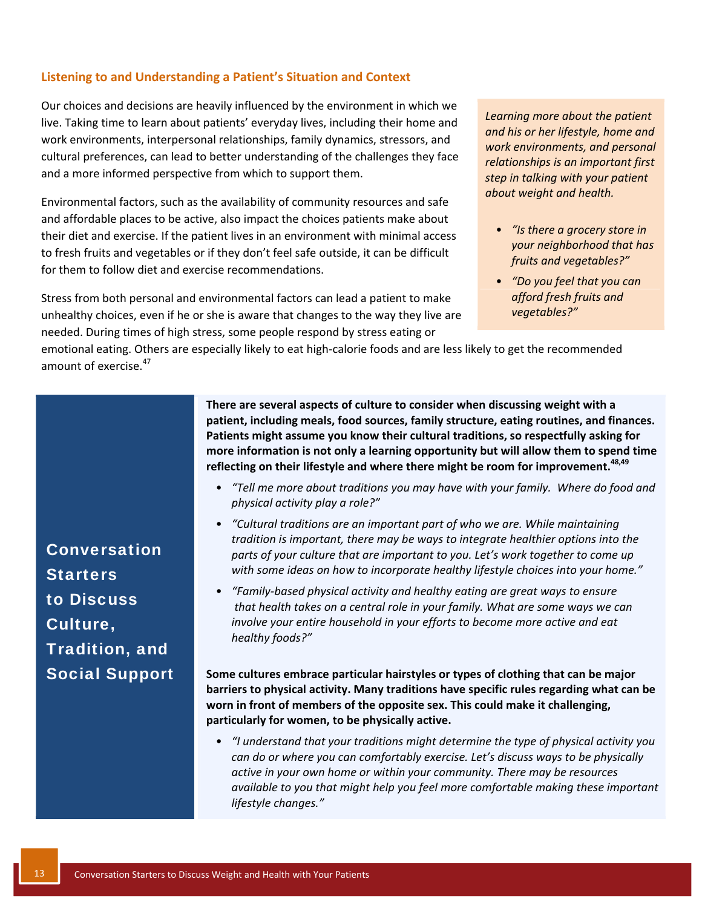## Listening to and Understanding a Patient's Situation and Context

Our choices and decisions are heavily influenced by the environment in which we live. Taking time to learn about patients' everyday lives, including their home and work environments, interpersonal relationships, family dynamics, stressors, and cultural preferences, can lead to better understanding of the challenges they face and a more informed perspective from which to support them.

Environmental factors, such as the availability of community resources and safe and affordable places to be active, also impact the choices patients make about their diet and exercise. If the patient lives in an environment with minimal access to fresh fruits and vegetables or if they don't feel safe outside, it can be difficult for them to follow diet and exercise recommendations.

Stress from both personal and environmental factors can lead a patient to make unhealthy choices, even if he or she is aware that changes to the way they live are needed. During times of high stress, some people respond by stress eating or emotional eating. Others are especially likely to eat high-calorie foods and are less likely to get the recommended amount of exercise.[47]

*Learning more about the patient and his or her lifestyle, home and work environments, and personal relationships is an important first step in talking with your patient about weight and health.*

- *"Is there a grocery store in your neighborhood that has fruits and vegetables?"*
- *"Do you feel that you can afford fresh fruits and vegetables?"*

## Conversation Starters to Discuss Culture, Tradition, and Social Support

**There are several aspects of culture to consider when discussing weight with a patient, including meals, food sources, family structure, eating routines, and finances. Patients might assume you know their cultural traditions, so respectfully asking for more information is not only a learning opportunity but will allow them to spend time reflecting on their lifestyle and where there might be room for improvement.[48,49]**

- *"Tell me more about traditions you may have with your family. Where do food and physical activity play a role?"*
- *"Cultural traditions are an important part of who we are. While maintaining tradition is important, there may be ways to integrate healthier options into the parts of your culture that are important to you. Let's work together to come up with some ideas on how to incorporate healthy lifestyle choices into your home."*
- *"Family-based physical activity and healthy eating are great ways to ensure that health takes on a central role in your family. What are some ways we can involve your entire household in your efforts to become more active and eat healthy foods?"*

**Some cultures embrace particular hairstyles or types of clothing that can be major barriers to physical activity. Many traditions have specific rules regarding what can be worn in front of members of the opposite sex. This could make it challenging, particularly for women, to be physically active.**

- *"I understand that your traditions might determine the type of physical activity you can do or where you can comfortably exercise. Let's discuss ways to be physically active in your own home or within your community. There may be resources available to you that might help you feel more comfortable making these important lifestyle changes."*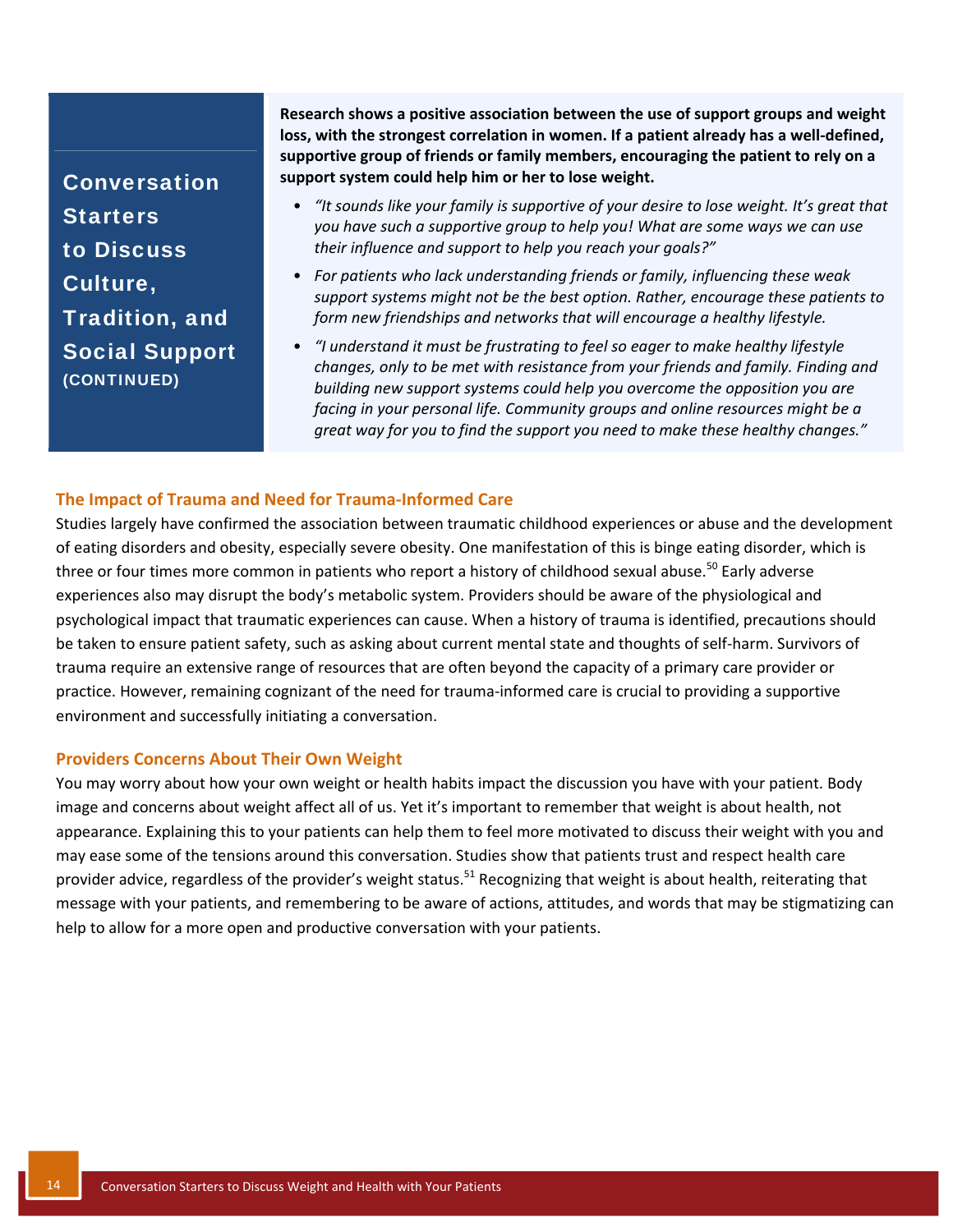## Conversation Starters to Discuss Culture, Tradition, and Social Support (CONTINUED)

**Research shows a positive association between the use of support groups and weight loss, with the strongest correlation in women. If a patient already has a well-defined, supportive group of friends or family members, encouraging the patient to rely on a support system could help him or her to lose weight.**

- *"It sounds like your family is supportive of your desire to lose weight. It's great that you have such a supportive group to help you! What are some ways we can use their influence and support to help you reach your goals?"*
- *For patients who lack understanding friends or family, influencing these weak support systems might not be the best option. Rather, encourage these patients to form new friendships and networks that will encourage a healthy lifestyle.*
- *"I understand it must be frustrating to feel so eager to make healthy lifestyle changes, only to be met with resistance from your friends and family. Finding and building new support systems could help you overcome the opposition you are facing in your personal life. Community groups and online resources might be a great way for you to find the support you need to make these healthy changes."*

### The Impact of Trauma and Need for Trauma-Informed Care

Studies largely have confirmed the association between traumatic childhood experiences or abuse and the development of eating disorders and obesity, especially severe obesity. One manifestation of this is binge eating disorder, which is three or four times more common in patients who report a history of childhood sexual abuse.[50] Early adverse experiences also may disrupt the body's metabolic system. Providers should be aware of the physiological and psychological impact that traumatic experiences can cause. When a history of trauma is identified, precautions should be taken to ensure patient safety, such as asking about current mental state and thoughts of self-harm. Survivors of trauma require an extensive range of resources that are often beyond the capacity of a primary care provider or practice. However, remaining cognizant of the need for trauma-informed care is crucial to providing a supportive environment and successfully initiating a conversation.

### Providers Concerns About Their Own Weight

You may worry about how your own weight or health habits impact the discussion you have with your patient. Body image and concerns about weight affect all of us. Yet it's important to remember that weight is about health, not appearance. Explaining this to your patients can help them to feel more motivated to discuss their weight with you and may ease some of the tensions around this conversation. Studies show that patients trust and respect health care provider advice, regardless of the provider's weight status.[51] Recognizing that weight is about health, reiterating that message with your patients, and remembering to be aware of actions, attitudes, and words that may be stigmatizing can help to allow for a more open and productive conversation with your patients.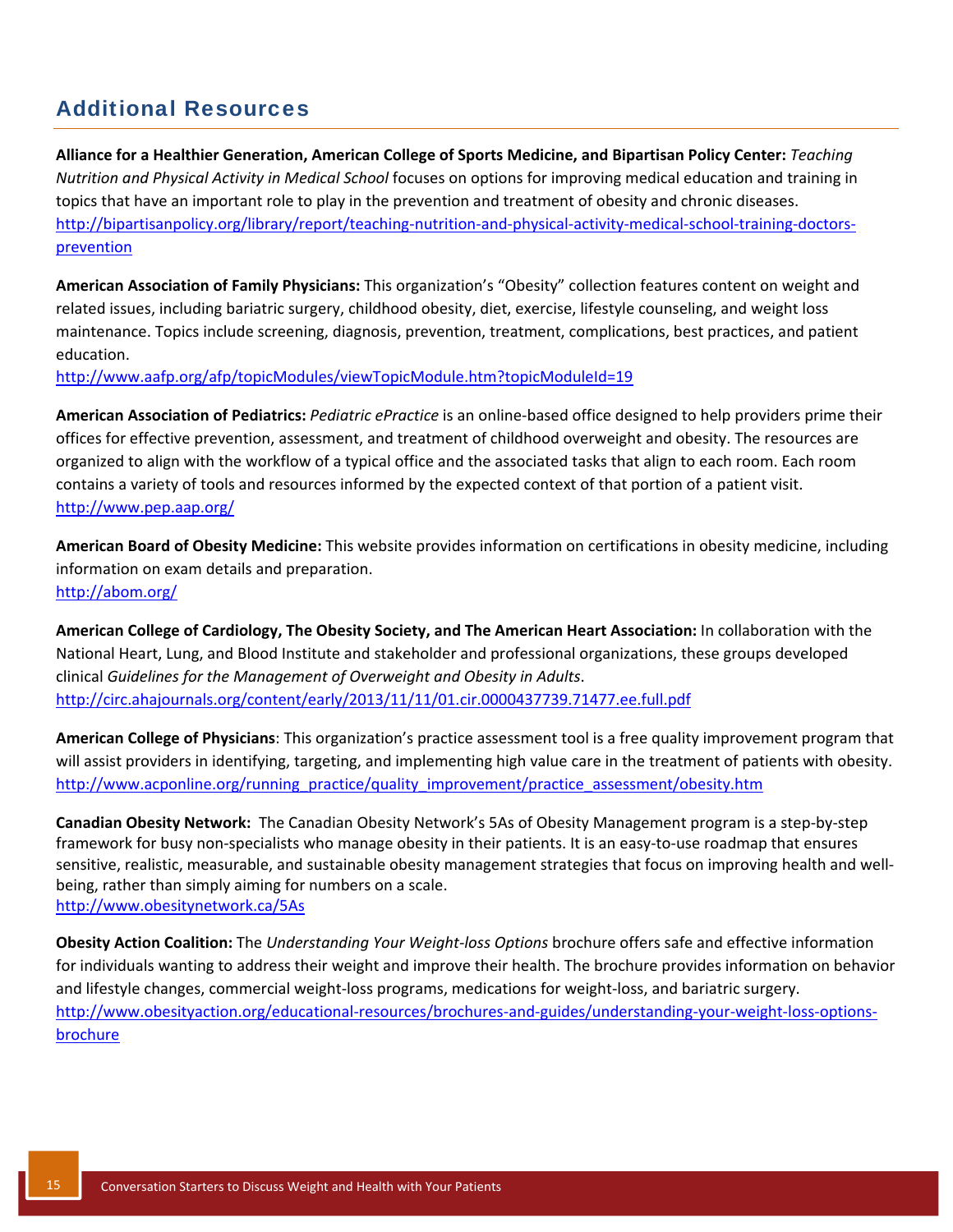## Additional Resources

**Alliance for a Healthier Generation, American College of Sports Medicine, and Bipartisan Policy Center:** *Teaching Nutrition and Physical Activity in Medical School* focuses on options for improving medical education and training in topics that have an important role to play in the prevention and treatment of obesity and chronic diseases.
http://bipartisanpolicy.org/library/report/teaching-nutrition-and-physical-activity-medical-school-training-doctors-prevention

**American Association of Family Physicians:** This organization's "Obesity" collection features content on weight and related issues, including bariatric surgery, childhood obesity, diet, exercise, lifestyle counseling, and weight loss maintenance. Topics include screening, diagnosis, prevention, treatment, complications, best practices, and patient education.
http://www.aafp.org/afp/topicModules/viewTopicModule.htm?topicModuleId=19

**American Association of Pediatrics:** *Pediatric ePractice* is an online-based office designed to help providers prime their offices for effective prevention, assessment, and treatment of childhood overweight and obesity. The resources are organized to align with the workflow of a typical office and the associated tasks that align to each room. Each room contains a variety of tools and resources informed by the expected context of that portion of a patient visit.
http://www.pep.aap.org/

**American Board of Obesity Medicine:** This website provides information on certifications in obesity medicine, including information on exam details and preparation.
http://abom.org/

**American College of Cardiology, The Obesity Society, and The American Heart Association:** In collaboration with the National Heart, Lung, and Blood Institute and stakeholder and professional organizations, these groups developed clinical *Guidelines for the Management of Overweight and Obesity in Adults*.
http://circ.ahajournals.org/content/early/2013/11/11/01.cir.0000437739.71477.ee.full.pdf

**American College of Physicians**: This organization's practice assessment tool is a free quality improvement program that will assist providers in identifying, targeting, and implementing high value care in the treatment of patients with obesity.
http://www.acponline.org/running_practice/quality_improvement/practice_assessment/obesity.htm

**Canadian Obesity Network:** The Canadian Obesity Network's 5As of Obesity Management program is a step-by-step framework for busy non-specialists who manage obesity in their patients. It is an easy-to-use roadmap that ensures sensitive, realistic, measurable, and sustainable obesity management strategies that focus on improving health and well-being, rather than simply aiming for numbers on a scale.
http://www.obesitynetwork.ca/5As

**Obesity Action Coalition:** The *Understanding Your Weight-loss Options* brochure offers safe and effective information for individuals wanting to address their weight and improve their health. The brochure provides information on behavior and lifestyle changes, commercial weight-loss programs, medications for weight-loss, and bariatric surgery.
http://www.obesityaction.org/educational-resources/brochures-and-guides/understanding-your-weight-loss-options-brochure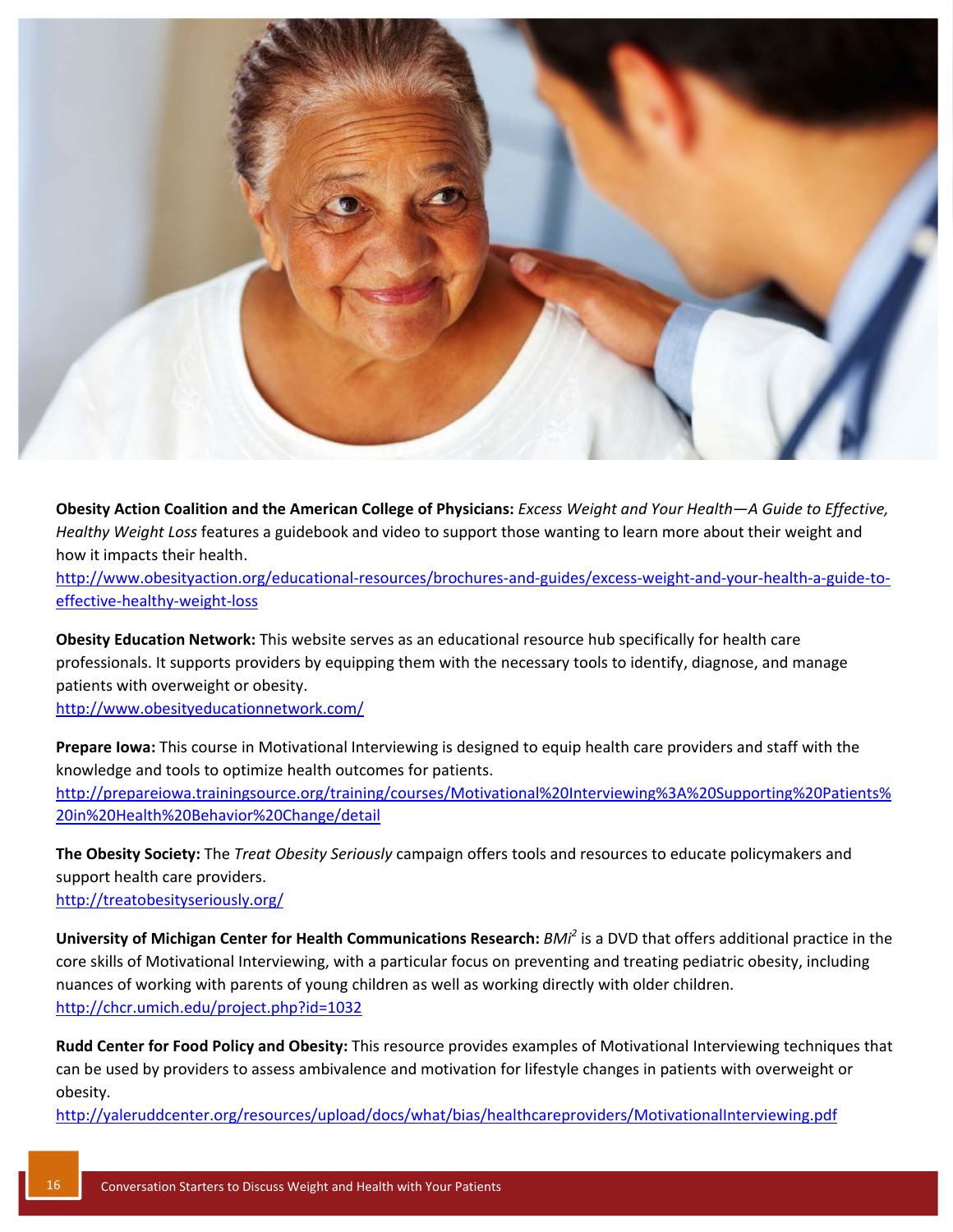**Obesity Action Coalition and the American College of Physicians:** *Excess Weight and Your Health—A Guide to Effective, Healthy Weight Loss* features a guidebook and video to support those wanting to learn more about their weight and how it impacts their health.
http://www.obesityaction.org/educational-resources/brochures-and-guides/excess-weight-and-your-health-a-guide-to-effective-healthy-weight-loss

**Obesity Education Network:** This website serves as an educational resource hub specifically for health care professionals. It supports providers by equipping them with the necessary tools to identify, diagnose, and manage patients with overweight or obesity.
http://www.obesityeducationnetwork.com/

**Prepare Iowa:** This course in Motivational Interviewing is designed to equip health care providers and staff with the knowledge and tools to optimize health outcomes for patients.
http://prepareiowa.trainingsource.org/training/courses/Motivational%20Interviewing%3A%20Supporting%20Patients%20in%20Health%20Behavior%20Change/detail

**The Obesity Society:** The *Treat Obesity Seriously* campaign offers tools and resources to educate policymakers and support health care providers.
http://treatobesityseriously.org/

**University of Michigan Center for Health Communications Research:** *BMi²* is a DVD that offers additional practice in the core skills of Motivational Interviewing, with a particular focus on preventing and treating pediatric obesity, including nuances of working with parents of young children as well as working directly with older children.
http://chcr.umich.edu/project.php?id=1032

**Rudd Center for Food Policy and Obesity:** This resource provides examples of Motivational Interviewing techniques that can be used by providers to assess ambivalence and motivation for lifestyle changes in patients with overweight or obesity.
http://yaleruddcenter.org/resources/upload/docs/what/bias/healthcareproviders/MotivationalInterviewing.pdf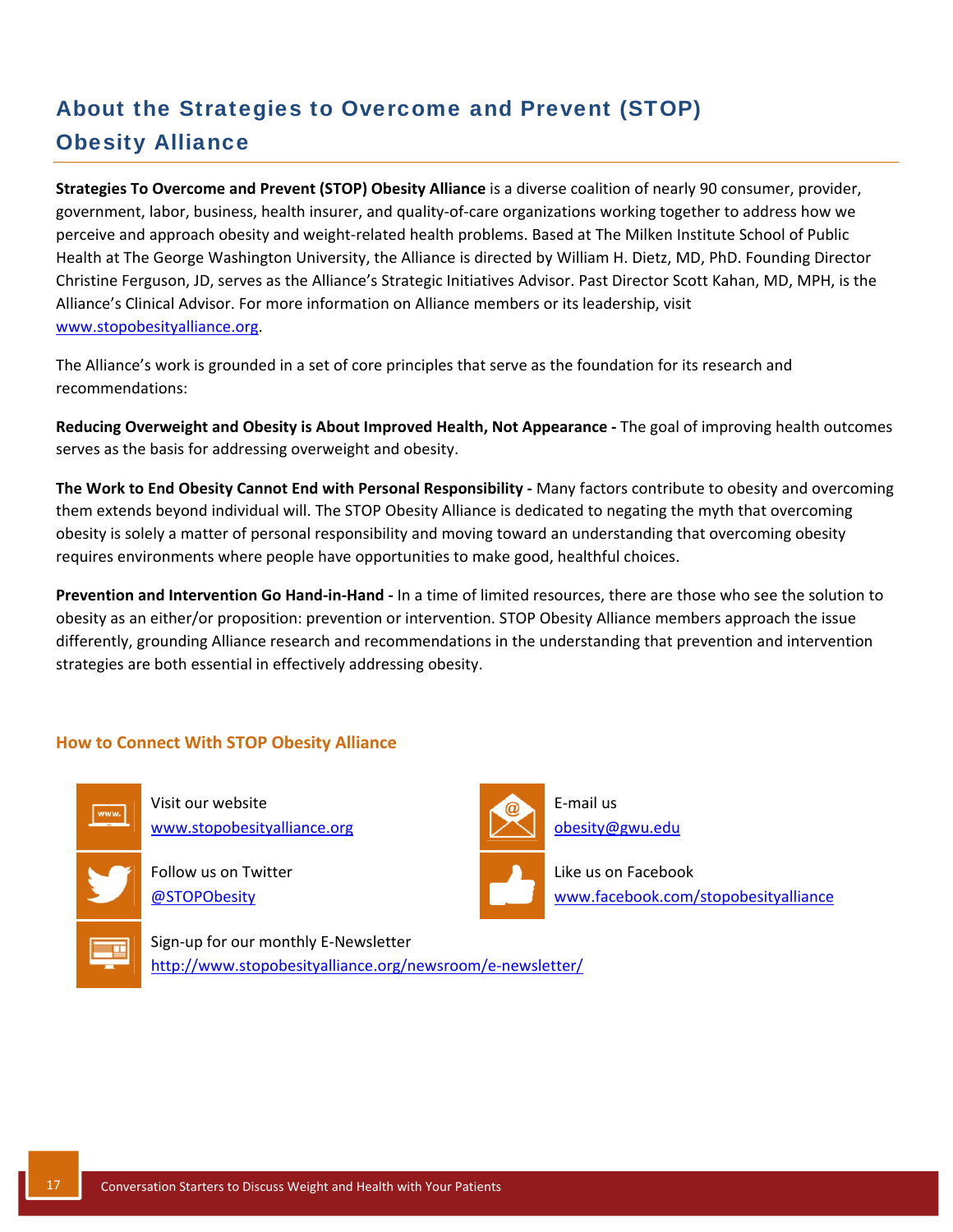# About the Strategies to Overcome and Prevent (STOP) Obesity Alliance

**Strategies To Overcome and Prevent (STOP) Obesity Alliance** is a diverse coalition of nearly 90 consumer, provider, government, labor, business, health insurer, and quality-of-care organizations working together to address how we perceive and approach obesity and weight-related health problems. Based at The Milken Institute School of Public Health at The George Washington University, the Alliance is directed by William H. Dietz, MD, PhD. Founding Director Christine Ferguson, JD, serves as the Alliance's Strategic Initiatives Advisor. Past Director Scott Kahan, MD, MPH, is the Alliance's Clinical Advisor. For more information on Alliance members or its leadership, visit www.stopobesityalliance.org.

The Alliance's work is grounded in a set of core principles that serve as the foundation for its research and recommendations:

**Reducing Overweight and Obesity is About Improved Health, Not Appearance -** The goal of improving health outcomes serves as the basis for addressing overweight and obesity.

**The Work to End Obesity Cannot End with Personal Responsibility -** Many factors contribute to obesity and overcoming them extends beyond individual will. The STOP Obesity Alliance is dedicated to negating the myth that overcoming obesity is solely a matter of personal responsibility and moving toward an understanding that overcoming obesity requires environments where people have opportunities to make good, healthful choices.

**Prevention and Intervention Go Hand-in-Hand -** In a time of limited resources, there are those who see the solution to obesity as an either/or proposition: prevention or intervention. STOP Obesity Alliance members approach the issue differently, grounding Alliance research and recommendations in the understanding that prevention and intervention strategies are both essential in effectively addressing obesity.

## How to Connect With STOP Obesity Alliance

Visit our website
www.stopobesityalliance.org

E-mail us
obesity@gwu.edu

Follow us on Twitter
@STOPObesity

Like us on Facebook
www.facebook.com/stopobesityalliance

Sign-up for our monthly E-Newsletter
http://www.stopobesityalliance.org/newsroom/e-newsletter/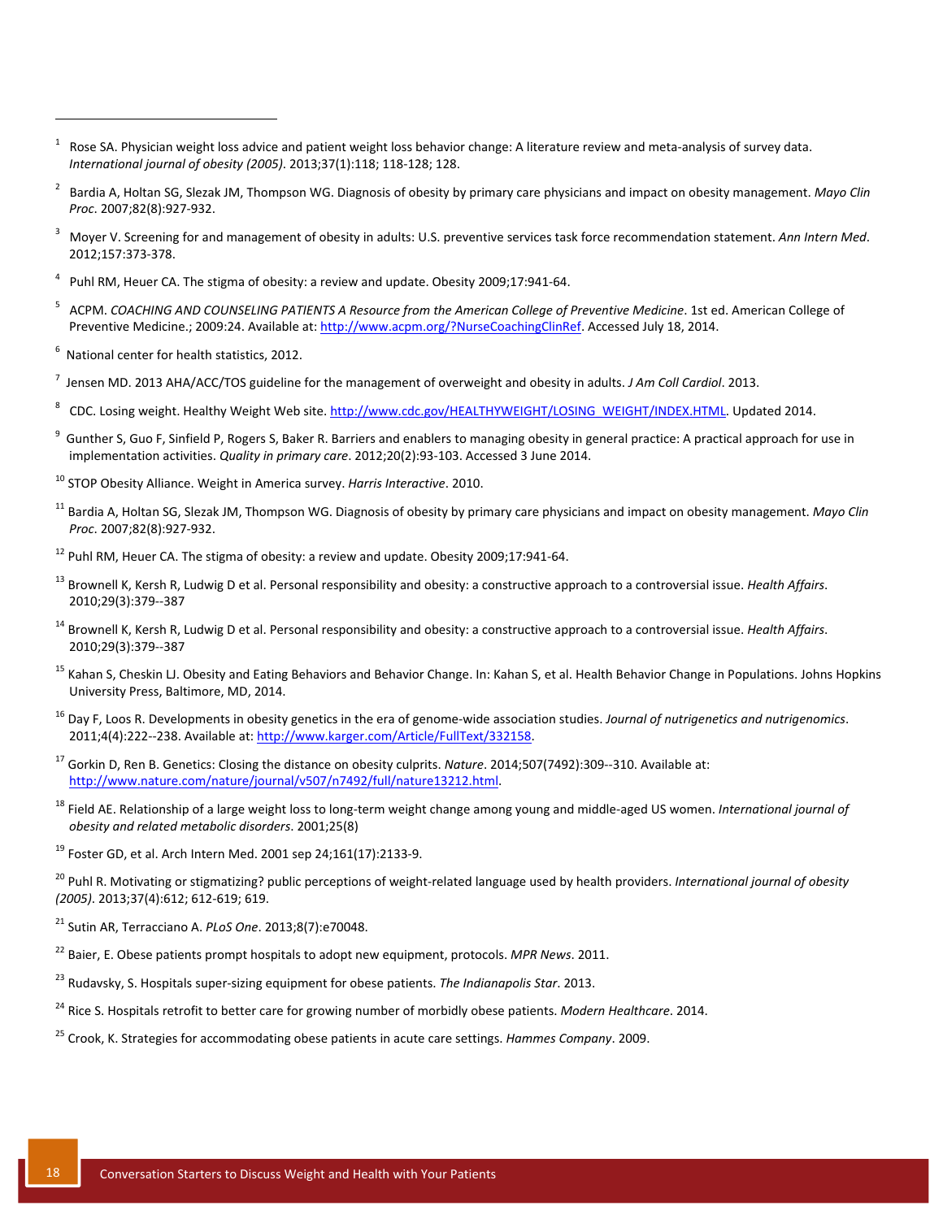[1] Rose SA. Physician weight loss advice and patient weight loss behavior change: A literature review and meta-analysis of survey data. *International journal of obesity (2005)*. 2013;37(1):118; 118-128; 128.

[2] Bardia A, Holtan SG, Slezak JM, Thompson WG. Diagnosis of obesity by primary care physicians and impact on obesity management. *Mayo Clin Proc*. 2007;82(8):927-932.

[3] Moyer V. Screening for and management of obesity in adults: U.S. preventive services task force recommendation statement. *Ann Intern Med*. 2012;157:373-378.

[4] Puhl RM, Heuer CA. The stigma of obesity: a review and update. Obesity 2009;17:941-64.

[5] ACPM. *COACHING AND COUNSELING PATIENTS A Resource from the American College of Preventive Medicine*. 1st ed. American College of Preventive Medicine.; 2009:24. Available at: http://www.acpm.org/?NurseCoachingClinRef. Accessed July 18, 2014.

[6] National center for health statistics, 2012.

[7] Jensen MD. 2013 AHA/ACC/TOS guideline for the management of overweight and obesity in adults. *J Am Coll Cardiol*. 2013.

[8] CDC. Losing weight. Healthy Weight Web site. http://www.cdc.gov/HEALTHYWEIGHT/LOSING_WEIGHT/INDEX.HTML. Updated 2014.

[9] Gunther S, Guo F, Sinfield P, Rogers S, Baker R. Barriers and enablers to managing obesity in general practice: A practical approach for use in implementation activities. *Quality in primary care*. 2012;20(2):93-103. Accessed 3 June 2014.

[10] STOP Obesity Alliance. Weight in America survey. *Harris Interactive*. 2010.

[11] Bardia A, Holtan SG, Slezak JM, Thompson WG. Diagnosis of obesity by primary care physicians and impact on obesity management. *Mayo Clin Proc*. 2007;82(8):927-932.

[12] Puhl RM, Heuer CA. The stigma of obesity: a review and update. Obesity 2009;17:941-64.

[13] Brownell K, Kersh R, Ludwig D et al. Personal responsibility and obesity: a constructive approach to a controversial issue. *Health Affairs*. 2010;29(3):379--387

[14] Brownell K, Kersh R, Ludwig D et al. Personal responsibility and obesity: a constructive approach to a controversial issue. *Health Affairs*. 2010;29(3):379--387

[15] Kahan S, Cheskin LJ. Obesity and Eating Behaviors and Behavior Change. In: Kahan S, et al. Health Behavior Change in Populations. Johns Hopkins University Press, Baltimore, MD, 2014.

[16] Day F, Loos R. Developments in obesity genetics in the era of genome-wide association studies. *Journal of nutrigenetics and nutrigenomics*. 2011;4(4):222--238. Available at: http://www.karger.com/Article/FullText/332158.

[17] Gorkin D, Ren B. Genetics: Closing the distance on obesity culprits. *Nature*. 2014;507(7492):309--310. Available at: http://www.nature.com/nature/journal/v507/n7492/full/nature13212.html.

[18] Field AE. Relationship of a large weight loss to long-term weight change among young and middle-aged US women. *International journal of obesity and related metabolic disorders*. 2001;25(8)

[19] Foster GD, et al. Arch Intern Med. 2001 sep 24;161(17):2133-9.

[20] Puhl R. Motivating or stigmatizing? public perceptions of weight-related language used by health providers. *International journal of obesity (2005)*. 2013;37(4):612; 612-619; 619.

[21] Sutin AR, Terracciano A. *PLoS One*. 2013;8(7):e70048.

[22] Baier, E. Obese patients prompt hospitals to adopt new equipment, protocols. *MPR News*. 2011.

[23] Rudavsky, S. Hospitals super-sizing equipment for obese patients. *The Indianapolis Star*. 2013.

[24] Rice S. Hospitals retrofit to better care for growing number of morbidly obese patients. *Modern Healthcare*. 2014.

[25] Crook, K. Strategies for accommodating obese patients in acute care settings. *Hammes Company*. 2009.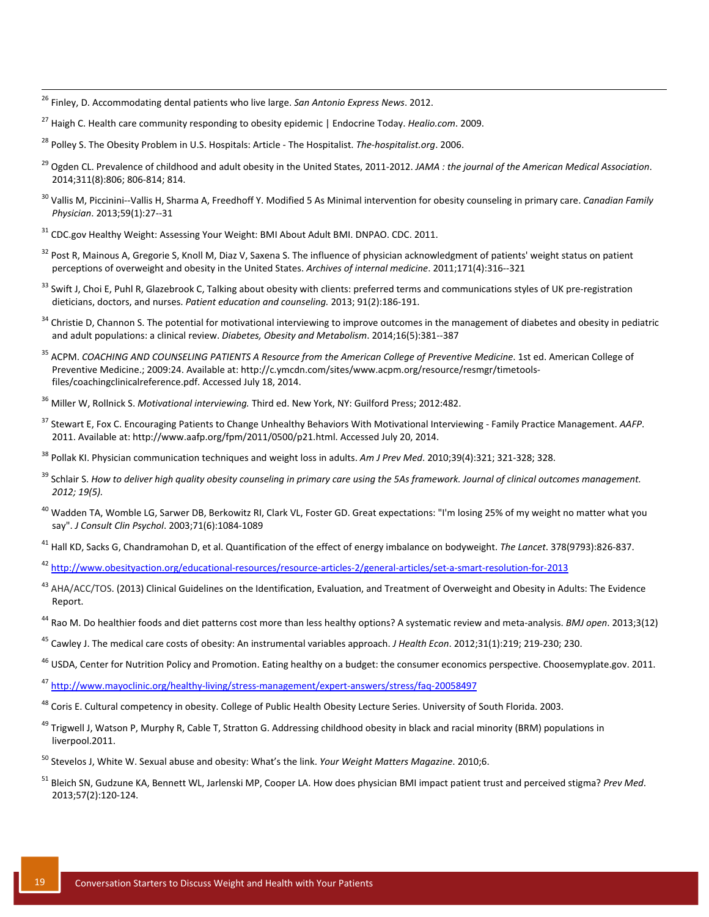[26] Finley, D. Accommodating dental patients who live large. *San Antonio Express News*. 2012.

[27] Haigh C. Health care community responding to obesity epidemic | Endocrine Today. *Healio.com*. 2009.

[28] Polley S. The Obesity Problem in U.S. Hospitals: Article - The Hospitalist. *The-hospitalist.org*. 2006.

[29] Ogden CL. Prevalence of childhood and adult obesity in the United States, 2011-2012. *JAMA : the journal of the American Medical Association*. 2014;311(8):806; 806-814; 814.

[30] Vallis M, Piccinini--Vallis H, Sharma A, Freedhoff Y. Modified 5 As Minimal intervention for obesity counseling in primary care. *Canadian Family Physician*. 2013;59(1):27--31

[31] CDC.gov Healthy Weight: Assessing Your Weight: BMI About Adult BMI. DNPAO. CDC. 2011.

[32] Post R, Mainous A, Gregorie S, Knoll M, Diaz V, Saxena S. The influence of physician acknowledgment of patients' weight status on patient perceptions of overweight and obesity in the United States. *Archives of internal medicine*. 2011;171(4):316--321

[33] Swift J, Choi E, Puhl R, Glazebrook C, Talking about obesity with clients: preferred terms and communications styles of UK pre-registration dieticians, doctors, and nurses. *Patient education and counseling.* 2013; 91(2):186-191.

[34] Christie D, Channon S. The potential for motivational interviewing to improve outcomes in the management of diabetes and obesity in pediatric and adult populations: a clinical review. *Diabetes, Obesity and Metabolism*. 2014;16(5):381--387

[35] ACPM. *COACHING AND COUNSELING PATIENTS A Resource from the American College of Preventive Medicine*. 1st ed. American College of Preventive Medicine.; 2009:24. Available at: http://c.ymcdn.com/sites/www.acpm.org/resource/resmgr/timetools-files/coachingclinicalreference.pdf. Accessed July 18, 2014.

[36] Miller W, Rollnick S. *Motivational interviewing.* Third ed. New York, NY: Guilford Press; 2012:482.

[37] Stewart E, Fox C. Encouraging Patients to Change Unhealthy Behaviors With Motivational Interviewing - Family Practice Management. *AAFP*. 2011. Available at: http://www.aafp.org/fpm/2011/0500/p21.html. Accessed July 20, 2014.

[38] Pollak KI. Physician communication techniques and weight loss in adults. *Am J Prev Med*. 2010;39(4):321; 321-328; 328.

[39] Schlair S. *How to deliver high quality obesity counseling in primary care using the 5As framework. Journal of clinical outcomes management. 2012; 19(5).*

[40] Wadden TA, Womble LG, Sarwer DB, Berkowitz RI, Clark VL, Foster GD. Great expectations: "I'm losing 25% of my weight no matter what you say". *J Consult Clin Psychol*. 2003;71(6):1084-1089

[41] Hall KD, Sacks G, Chandramohan D, et al. Quantification of the effect of energy imbalance on bodyweight. *The Lancet*. 378(9793):826-837.

[42] http://www.obesityaction.org/educational-resources/resource-articles-2/general-articles/set-a-smart-resolution-for-2013

[43] AHA/ACC/TOS. (2013) Clinical Guidelines on the Identification, Evaluation, and Treatment of Overweight and Obesity in Adults: The Evidence Report.

[44] Rao M. Do healthier foods and diet patterns cost more than less healthy options? A systematic review and meta-analysis. *BMJ open*. 2013;3(12)

[45] Cawley J. The medical care costs of obesity: An instrumental variables approach. *J Health Econ*. 2012;31(1):219; 219-230; 230.

[46] USDA, Center for Nutrition Policy and Promotion. Eating healthy on a budget: the consumer economics perspective. Choosemyplate.gov. 2011.

[47] http://www.mayoclinic.org/healthy-living/stress-management/expert-answers/stress/faq-20058497

[48] Coris E. Cultural competency in obesity. College of Public Health Obesity Lecture Series. University of South Florida. 2003.

[49] Trigwell J, Watson P, Murphy R, Cable T, Stratton G. Addressing childhood obesity in black and racial minority (BRM) populations in liverpool.2011.

[50] Stevelos J, White W. Sexual abuse and obesity: What's the link. *Your Weight Matters Magazine*. 2010;6.

[51] Bleich SN, Gudzune KA, Bennett WL, Jarlenski MP, Cooper LA. How does physician BMI impact patient trust and perceived stigma? *Prev Med*. 2013;57(2):120-124.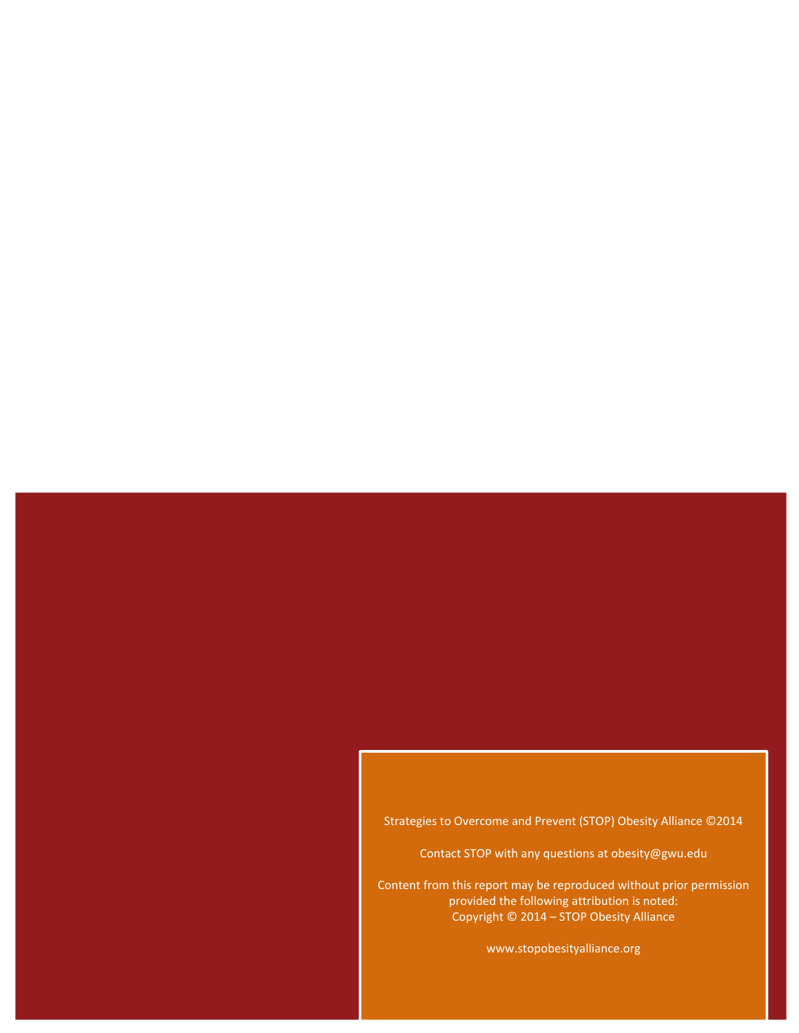Strategies to Overcome and Prevent (STOP) Obesity Alliance ©2014

Contact STOP with any questions at obesity@gwu.edu

Content from this report may be reproduced without prior permission provided the following attribution is noted:
Copyright © 2014 – STOP Obesity Alliance

www.stopobesityalliance.org